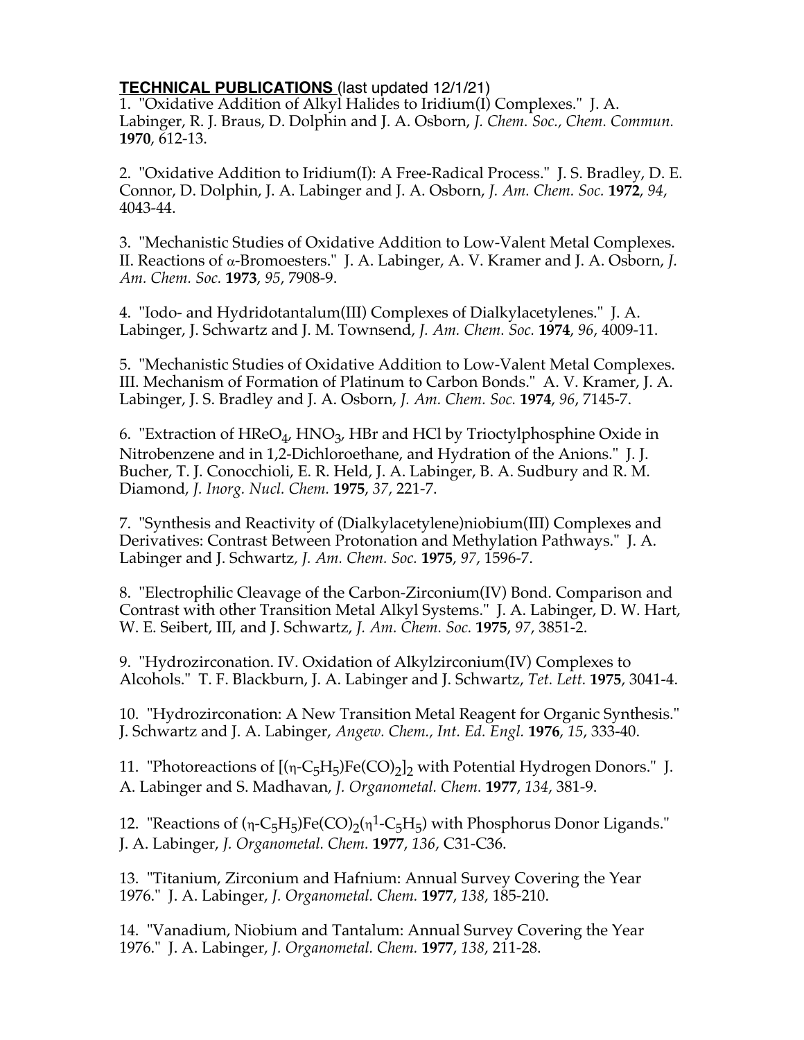**TECHNICAL PUBLICATIONS** (last updated 12/1/21)

1. "Oxidative Addition of Alkyl Halides to Iridium(I) Complexes." J. A. Labinger, R. J. Braus, D. Dolphin and J. A. Osborn, *J. Chem. Soc., Chem. Commun.* **1970**, 612-13.

2. "Oxidative Addition to Iridium(I): A Free-Radical Process." J. S. Bradley, D. E. Connor, D. Dolphin, J. A. Labinger and J. A. Osborn, *J. Am. Chem. Soc.* **1972**, *94*, 4043-44.

3. "Mechanistic Studies of Oxidative Addition to Low-Valent Metal Complexes. II. Reactions of α-Bromoesters." J. A. Labinger, A. V. Kramer and J. A. Osborn, *J. Am. Chem. Soc.* **1973**, *95*, 7908-9.

4. "Iodo- and Hydridotantalum(III) Complexes of Dialkylacetylenes." J. A. Labinger, J. Schwartz and J. M. Townsend, *J. Am. Chem. Soc.* **1974**, *96*, 4009-11.

5. "Mechanistic Studies of Oxidative Addition to Low-Valent Metal Complexes. III. Mechanism of Formation of Platinum to Carbon Bonds." A. V. Kramer, J. A. Labinger, J. S. Bradley and J. A. Osborn, *J. Am. Chem. Soc.* **1974**, *96*, 7145-7.

6. "Extraction of $HReO_4$, $HNO_3$, HBr and HCl by Trioctylphosphine Oxide in Nitrobenzene and in 1,2-Dichloroethane, and Hydration of the Anions." J. J. Bucher, T. J. Conocchioli, E. R. Held, J. A. Labinger, B. A. Sudbury and R. M. Diamond, *J. Inorg. Nucl. Chem.* **1975**, *37*, 221-7.

7. "Synthesis and Reactivity of (Dialkylacetylene)niobium(III) Complexes and Derivatives: Contrast Between Protonation and Methylation Pathways." J. A. Labinger and J. Schwartz, *J. Am. Chem. Soc.* **1975**, *97*, 1596-7.

8. "Electrophilic Cleavage of the Carbon-Zirconium(IV) Bond. Comparison and Contrast with other Transition Metal Alkyl Systems." J. A. Labinger, D. W. Hart, W. E. Seibert, III, and J. Schwartz, *J. Am. Chem. Soc.* **1975**, *97*, 3851-2.

9. "Hydrozirconation. IV. Oxidation of Alkylzirconium(IV) Complexes to Alcohols." T. F. Blackburn, J. A. Labinger and J. Schwartz, *Tet. Lett.* **1975**, 3041-4.

10. "Hydrozirconation: A New Transition Metal Reagent for Organic Synthesis." J. Schwartz and J. A. Labinger, *Angew. Chem., Int. Ed. Engl.* **1976**, *15*, 333-40.

11. "Photoreactions of $[(\eta\text{-}C_5H_5)Fe(CO)_2]_2$ with Potential Hydrogen Donors." J. A. Labinger and S. Madhavan, *J. Organometal. Chem.* **1977**, *134*, 381-9.

12. "Reactions of $(\eta\text{-}C_5H_5)Fe(CO)_2(\eta^1\text{-}C_5H_5)$ with Phosphorus Donor Ligands." J. A. Labinger, *J. Organometal. Chem.* **1977**, *136*, C31-C36.

13. "Titanium, Zirconium and Hafnium: Annual Survey Covering the Year 1976." J. A. Labinger, *J. Organometal. Chem.* **1977**, *138*, 185-210.

14. "Vanadium, Niobium and Tantalum: Annual Survey Covering the Year 1976." J. A. Labinger, *J. Organometal. Chem.* **1977**, *138*, 211-28.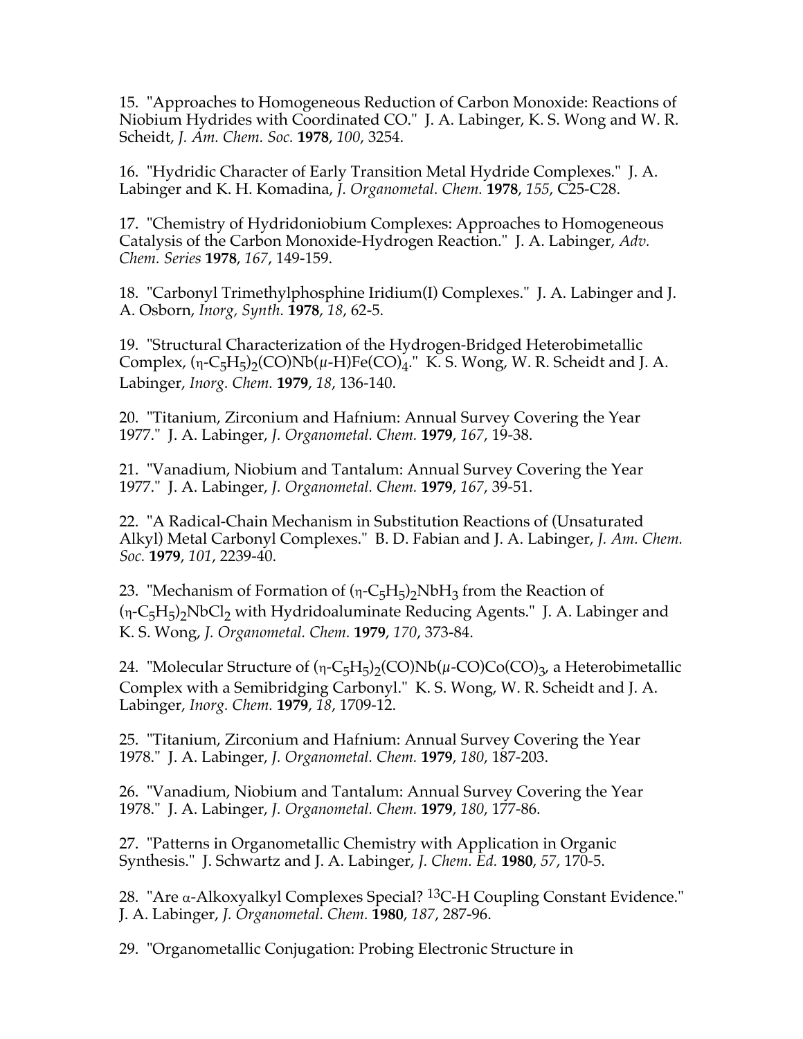15. "Approaches to Homogeneous Reduction of Carbon Monoxide: Reactions of Niobium Hydrides with Coordinated CO." J. A. Labinger, K. S. Wong and W. R. Scheidt, *J. Am. Chem. Soc.* **1978**, *100*, 3254.

16. "Hydridic Character of Early Transition Metal Hydride Complexes." J. A. Labinger and K. H. Komadina, *J. Organometal. Chem.* **1978**, *155*, C25-C28.

17. "Chemistry of Hydridoniobium Complexes: Approaches to Homogeneous Catalysis of the Carbon Monoxide-Hydrogen Reaction." J. A. Labinger, *Adv. Chem. Series* **1978**, *167*, 149-159.

18. "Carbonyl Trimethylphosphine Iridium(I) Complexes." J. A. Labinger and J. A. Osborn, *Inorg, Synth.* **1978**, *18*, 62-5.

19. "Structural Characterization of the Hydrogen-Bridged Heterobimetallic Complex, $(\eta\text{-}C_5H_5)_2(CO)Nb(\mu\text{-}H)Fe(CO)_4$." K. S. Wong, W. R. Scheidt and J. A. Labinger, *Inorg. Chem.* **1979**, *18*, 136-140.

20. "Titanium, Zirconium and Hafnium: Annual Survey Covering the Year 1977." J. A. Labinger, *J. Organometal. Chem.* **1979**, *167*, 19-38.

21. "Vanadium, Niobium and Tantalum: Annual Survey Covering the Year 1977." J. A. Labinger, *J. Organometal. Chem.* **1979**, *167*, 39-51.

22. "A Radical-Chain Mechanism in Substitution Reactions of (Unsaturated Alkyl) Metal Carbonyl Complexes." B. D. Fabian and J. A. Labinger, *J. Am. Chem. Soc.* **1979**, *101*, 2239-40.

23. "Mechanism of Formation of $(\eta\text{-}C_5H_5)_2NbH_3$ from the Reaction of $(\eta\text{-}C_5H_5)_2NbCl_2$ with Hydridoaluminate Reducing Agents." J. A. Labinger and K. S. Wong, *J. Organometal. Chem.* **1979**, *170*, 373-84.

24. "Molecular Structure of $(\eta\text{-}C_5H_5)_2(CO)Nb(\mu\text{-}CO)Co(CO)_3$, a Heterobimetallic Complex with a Semibridging Carbonyl." K. S. Wong, W. R. Scheidt and J. A. Labinger, *Inorg. Chem.* **1979**, *18*, 1709-12.

25. "Titanium, Zirconium and Hafnium: Annual Survey Covering the Year 1978." J. A. Labinger, *J. Organometal. Chem.* **1979**, *180*, 187-203.

26. "Vanadium, Niobium and Tantalum: Annual Survey Covering the Year 1978." J. A. Labinger, *J. Organometal. Chem.* **1979**, *180*, 177-86.

27. "Patterns in Organometallic Chemistry with Application in Organic Synthesis." J. Schwartz and J. A. Labinger, *J. Chem. Ed.* **1980**, *57*, 170-5.

28. "Are $\alpha$-Alkoxyalkyl Complexes Special? $^{13}C$-H Coupling Constant Evidence." J. A. Labinger, *J. Organometal. Chem.* **1980**, *187*, 287-96.

29. "Organometallic Conjugation: Probing Electronic Structure in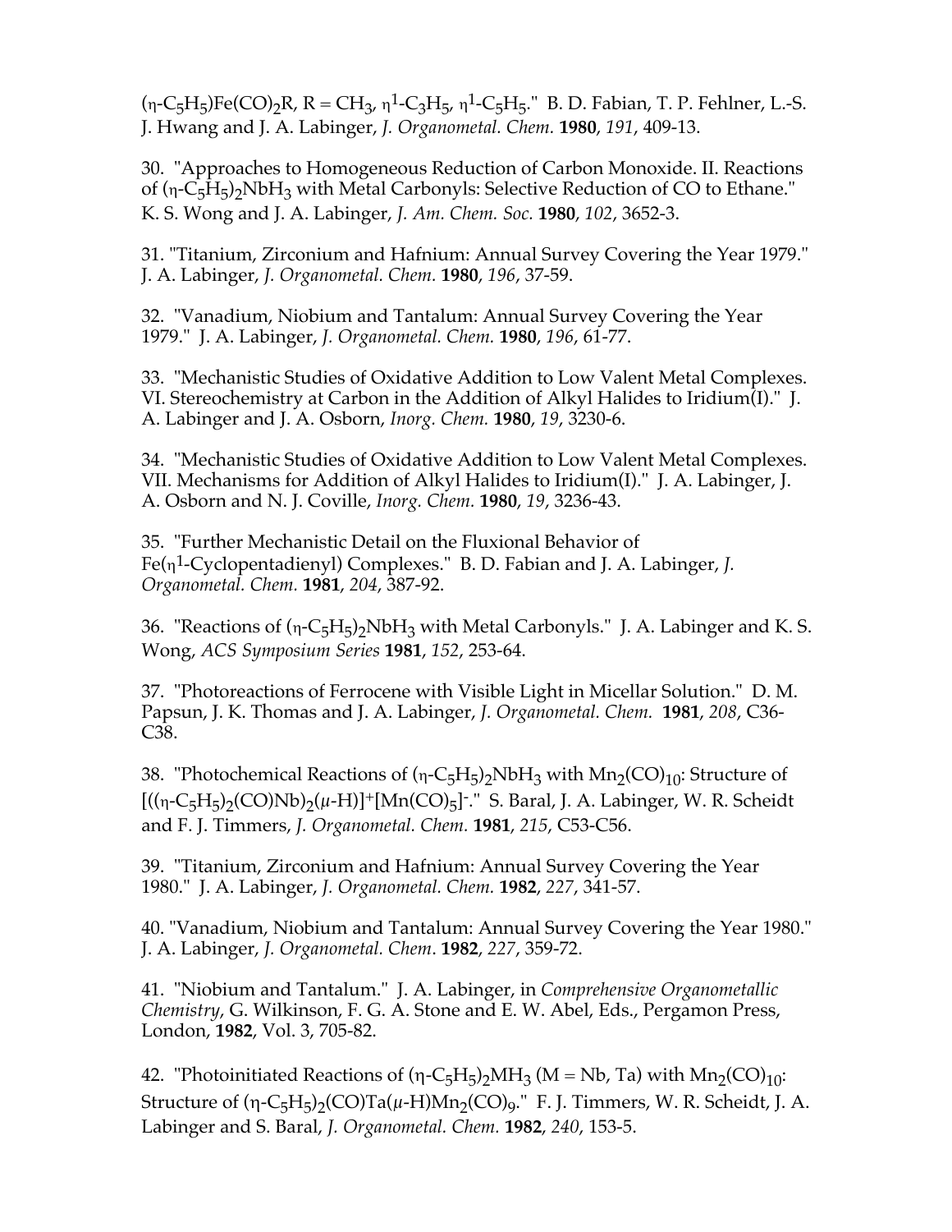($\eta$-$C_5H_5$)Fe(CO)$_2$R, R = $CH_3$, $\eta^1$-$C_3H_5$, $\eta^1$-$C_5H_5$." B. D. Fabian, T. P. Fehlner, L.-S. J. Hwang and J. A. Labinger, *J. Organometal. Chem.* **1980**, *191*, 409-13.

30. "Approaches to Homogeneous Reduction of Carbon Monoxide. II. Reactions of ($\eta$-$C_5H_5$)$_2$Nb$H_3$ with Metal Carbonyls: Selective Reduction of CO to Ethane." K. S. Wong and J. A. Labinger, *J. Am. Chem. Soc.* **1980**, *102*, 3652-3.

31. "Titanium, Zirconium and Hafnium: Annual Survey Covering the Year 1979." J. A. Labinger, *J. Organometal. Chem.* **1980**, *196*, 37-59.

32. "Vanadium, Niobium and Tantalum: Annual Survey Covering the Year 1979." J. A. Labinger, *J. Organometal. Chem.* **1980**, *196*, 61-77.

33. "Mechanistic Studies of Oxidative Addition to Low Valent Metal Complexes. VI. Stereochemistry at Carbon in the Addition of Alkyl Halides to Iridium(I)." J. A. Labinger and J. A. Osborn, *Inorg. Chem.* **1980**, *19*, 3230-6.

34. "Mechanistic Studies of Oxidative Addition to Low Valent Metal Complexes. VII. Mechanisms for Addition of Alkyl Halides to Iridium(I)." J. A. Labinger, J. A. Osborn and N. J. Coville, *Inorg. Chem.* **1980**, *19*, 3236-43.

35. "Further Mechanistic Detail on the Fluxional Behavior of Fe($\eta^1$-Cyclopentadienyl) Complexes." B. D. Fabian and J. A. Labinger, *J. Organometal. Chem.* **1981**, *204*, 387-92.

36. "Reactions of ($\eta$-$C_5H_5$)$_2$Nb$H_3$ with Metal Carbonyls." J. A. Labinger and K. S. Wong, *ACS Symposium Series* **1981**, *152*, 253-64.

37. "Photoreactions of Ferrocene with Visible Light in Micellar Solution." D. M. Papsun, J. K. Thomas and J. A. Labinger, *J. Organometal. Chem.* **1981**, *208*, C36-C38.

38. "Photochemical Reactions of ($\eta$-$C_5H_5$)$_2$Nb$H_3$ with $Mn_2(CO)_{10}$: Structure of $[((\eta\text{-}C_5H_5)_2(CO)Nb)_2(\mu\text{-}H)]^+[Mn(CO)_5]^-$." S. Baral, J. A. Labinger, W. R. Scheidt and F. J. Timmers, *J. Organometal. Chem.* **1981**, *215*, C53-C56.

39. "Titanium, Zirconium and Hafnium: Annual Survey Covering the Year 1980." J. A. Labinger, *J. Organometal. Chem.* **1982**, *227*, 341-57.

40. "Vanadium, Niobium and Tantalum: Annual Survey Covering the Year 1980." J. A. Labinger, *J. Organometal. Chem.* **1982**, *227*, 359-72.

41. "Niobium and Tantalum." J. A. Labinger, in *Comprehensive Organometallic Chemistry*, G. Wilkinson, F. G. A. Stone and E. W. Abel, Eds., Pergamon Press, London, **1982**, Vol. 3, 705-82.

42. "Photoinitiated Reactions of ($\eta$-$C_5H_5$)$_2$M$H_3$ (M = Nb, Ta) with $Mn_2(CO)_{10}$: Structure of ($\eta$-$C_5H_5$)$_2$(CO)Ta($\mu$-H)$Mn_2(CO)_9$." F. J. Timmers, W. R. Scheidt, J. A. Labinger and S. Baral, *J. Organometal. Chem.* **1982**, *240*, 153-5.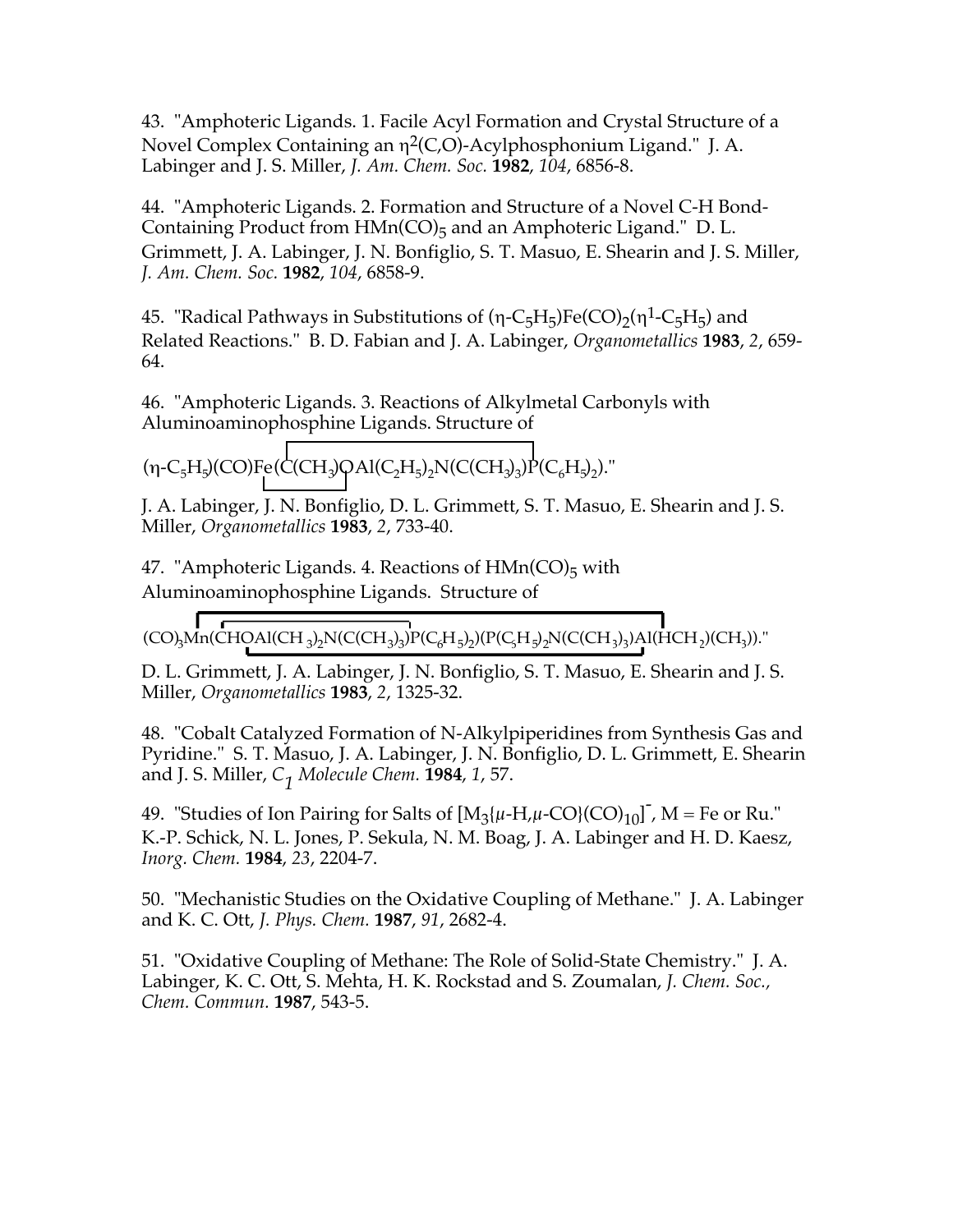43. "Amphoteric Ligands. 1. Facile Acyl Formation and Crystal Structure of a Novel Complex Containing an $\eta^2$(C,O)-Acylphosphonium Ligand." J. A. Labinger and J. S. Miller, *J. Am. Chem. Soc.* **1982**, *104*, 6856-8.

44. "Amphoteric Ligands. 2. Formation and Structure of a Novel C-H Bond-Containing Product from $HMn(CO)_5$ and an Amphoteric Ligand." D. L. Grimmett, J. A. Labinger, J. N. Bonfiglio, S. T. Masuo, E. Shearin and J. S. Miller, *J. Am. Chem. Soc.* **1982**, *104*, 6858-9.

45. "Radical Pathways in Substitutions of $(\eta\text{-}C_5H_5)Fe(CO)_2(\eta^1\text{-}C_5H_5)$ and Related Reactions." B. D. Fabian and J. A. Labinger, *Organometallics* **1983**, *2*, 659-64.

46. "Amphoteric Ligands. 3. Reactions of Alkylmetal Carbonyls with Aluminoaminophosphine Ligands. Structure of $(\eta\text{-}C_5H_5)(CO)Fe(C(CH_3)OAl(C_2H_5)_2N(C(CH_3)_3)P(C_6H_5)_2)$." J. A. Labinger, J. N. Bonfiglio, D. L. Grimmett, S. T. Masuo, E. Shearin and J. S. Miller, *Organometallics* **1983**, *2*, 733-40.

47. "Amphoteric Ligands. 4. Reactions of $HMn(CO)_5$ with Aluminoaminophosphine Ligands. Structure of $(CO)_3Mn(CHOAl(CH_3)_2N(C(CH_3)_3)P(C_6H_5)_2)(P(C_5H_5)_2N(C(CH_3)_3)Al(HCH_2)(CH_3))$." D. L. Grimmett, J. A. Labinger, J. N. Bonfiglio, S. T. Masuo, E. Shearin and J. S. Miller, *Organometallics* **1983**, *2*, 1325-32.

48. "Cobalt Catalyzed Formation of N-Alkylpiperidines from Synthesis Gas and Pyridine." S. T. Masuo, J. A. Labinger, J. N. Bonfiglio, D. L. Grimmett, E. Shearin and J. S. Miller, *$C_1$ Molecule Chem.* **1984**, *1*, 57.

49. "Studies of Ion Pairing for Salts of $[M_3\{\mu\text{-H},\mu\text{-CO}\}(CO)_{10}]^-$, M = Fe or Ru." K.-P. Schick, N. L. Jones, P. Sekula, N. M. Boag, J. A. Labinger and H. D. Kaesz, *Inorg. Chem.* **1984**, *23*, 2204-7.

50. "Mechanistic Studies on the Oxidative Coupling of Methane." J. A. Labinger and K. C. Ott, *J. Phys. Chem.* **1987**, *91*, 2682-4.

51. "Oxidative Coupling of Methane: The Role of Solid-State Chemistry." J. A. Labinger, K. C. Ott, S. Mehta, H. K. Rockstad and S. Zoumalan, *J. Chem. Soc., Chem. Commun.* **1987**, 543-5.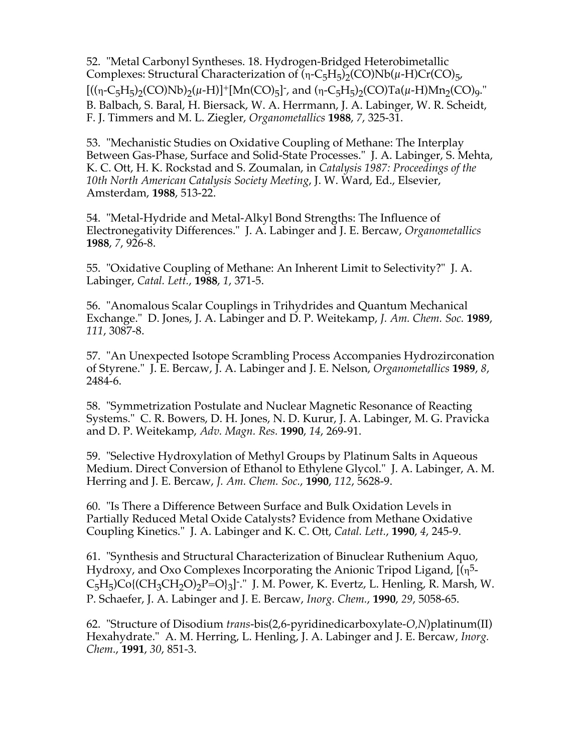52. "Metal Carbonyl Syntheses. 18. Hydrogen-Bridged Heterobimetallic Complexes: Structural Characterization of $(\eta\text{-}C_5H_5)_2(CO)Nb(\mu\text{-}H)Cr(CO)_5$, $[((\eta\text{-}C_5H_5)_2(CO)Nb)_2(\mu\text{-}H)]^+[Mn(CO)_5]^-$, and $(\eta\text{-}C_5H_5)_2(CO)Ta(\mu\text{-}H)Mn_2(CO)_9$." B. Balbach, S. Baral, H. Biersack, W. A. Herrmann, J. A. Labinger, W. R. Scheidt, F. J. Timmers and M. L. Ziegler, *Organometallics* **1988**, *7*, 325-31.

53. "Mechanistic Studies on Oxidative Coupling of Methane: The Interplay Between Gas-Phase, Surface and Solid-State Processes." J. A. Labinger, S. Mehta, K. C. Ott, H. K. Rockstad and S. Zoumalan, in *Catalysis 1987: Proceedings of the 10th North American Catalysis Society Meeting*, J. W. Ward, Ed., Elsevier, Amsterdam, **1988**, 513-22.

54. "Metal-Hydride and Metal-Alkyl Bond Strengths: The Influence of Electronegativity Differences." J. A. Labinger and J. E. Bercaw, *Organometallics* **1988**, *7*, 926-8.

55. "Oxidative Coupling of Methane: An Inherent Limit to Selectivity?" J. A. Labinger, *Catal. Lett.*, **1988**, *1*, 371-5.

56. "Anomalous Scalar Couplings in Trihydrides and Quantum Mechanical Exchange." D. Jones, J. A. Labinger and D. P. Weitekamp, *J. Am. Chem. Soc.* **1989**, *111*, 3087-8.

57. "An Unexpected Isotope Scrambling Process Accompanies Hydrozirconation of Styrene." J. E. Bercaw, J. A. Labinger and J. E. Nelson, *Organometallics* **1989**, *8*, 2484-6.

58. "Symmetrization Postulate and Nuclear Magnetic Resonance of Reacting Systems." C. R. Bowers, D. H. Jones, N. D. Kurur, J. A. Labinger, M. G. Pravicka and D. P. Weitekamp, *Adv. Magn. Res.* **1990**, *14*, 269-91.

59. "Selective Hydroxylation of Methyl Groups by Platinum Salts in Aqueous Medium. Direct Conversion of Ethanol to Ethylene Glycol." J. A. Labinger, A. M. Herring and J. E. Bercaw, *J. Am. Chem. Soc.*, **1990**, *112*, 5628-9.

60. "Is There a Difference Between Surface and Bulk Oxidation Levels in Partially Reduced Metal Oxide Catalysts? Evidence from Methane Oxidative Coupling Kinetics." J. A. Labinger and K. C. Ott, *Catal. Lett.*, **1990**, *4*, 245-9.

61. "Synthesis and Structural Characterization of Binuclear Ruthenium Aquo, Hydroxy, and Oxo Complexes Incorporating the Anionic Tripod Ligand, $[(\eta^5\text{-}C_5H_5)Co\{(CH_3CH_2O)_2P{=}O\}_3]^-$." J. M. Power, K. Evertz, L. Henling, R. Marsh, W. P. Schaefer, J. A. Labinger and J. E. Bercaw, *Inorg. Chem.*, **1990**, *29*, 5058-65.

62. "Structure of Disodium *trans*-bis(2,6-pyridinedicarboxylate-*O,N*)platinum(II) Hexahydrate." A. M. Herring, L. Henling, J. A. Labinger and J. E. Bercaw, *Inorg. Chem.*, **1991**, *30*, 851-3.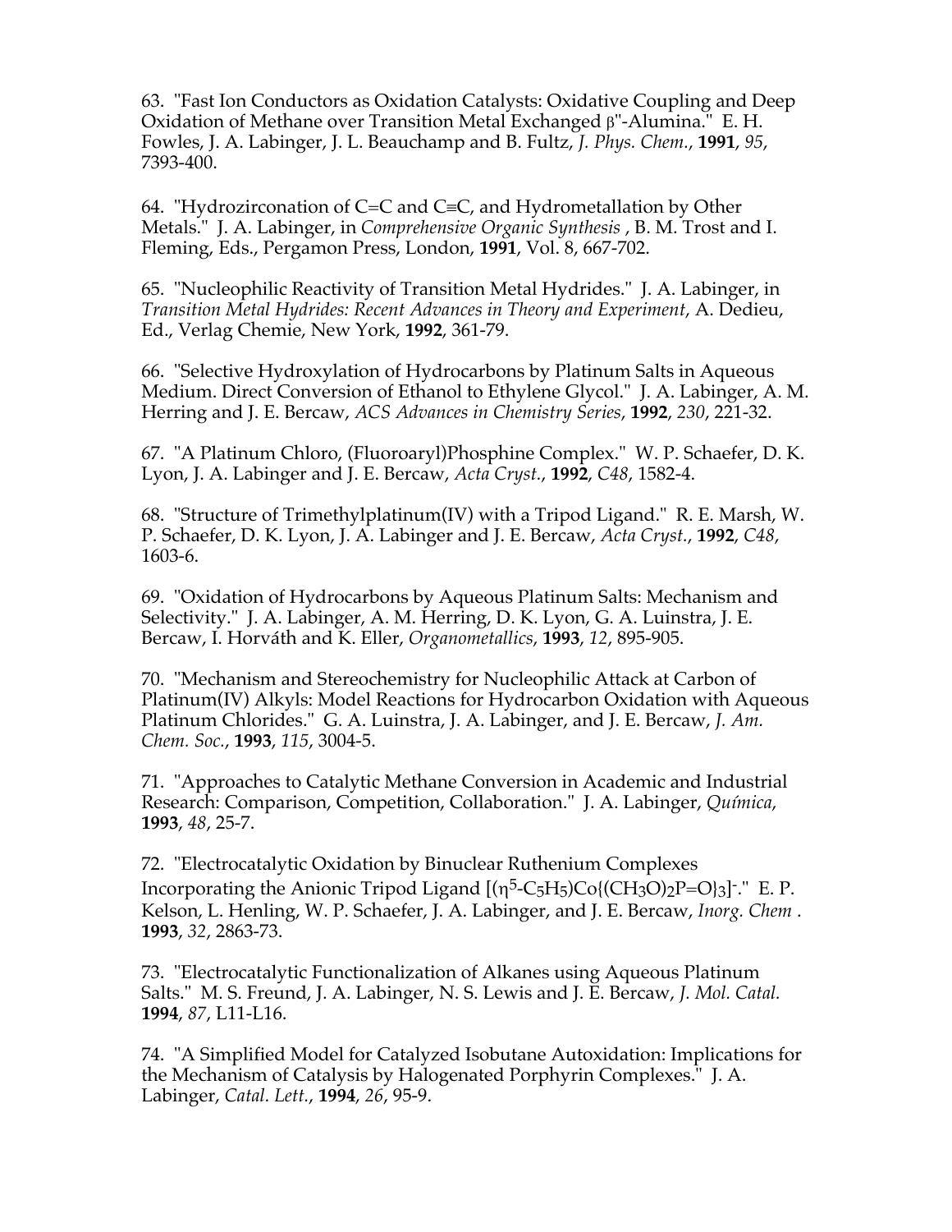63. "Fast Ion Conductors as Oxidation Catalysts: Oxidative Coupling and Deep Oxidation of Methane over Transition Metal Exchanged β"-Alumina." E. H. Fowles, J. A. Labinger, J. L. Beauchamp and B. Fultz, *J. Phys. Chem.*, **1991**, *95*, 7393-400.

64. "Hydrozirconation of C=C and C≡C, and Hydrometallation by Other Metals." J. A. Labinger, in *Comprehensive Organic Synthesis* , B. M. Trost and I. Fleming, Eds., Pergamon Press, London, **1991**, Vol. 8, 667-702.

65. "Nucleophilic Reactivity of Transition Metal Hydrides." J. A. Labinger, in *Transition Metal Hydrides: Recent Advances in Theory and Experiment*, A. Dedieu, Ed., Verlag Chemie, New York, **1992**, 361-79.

66. "Selective Hydroxylation of Hydrocarbons by Platinum Salts in Aqueous Medium. Direct Conversion of Ethanol to Ethylene Glycol." J. A. Labinger, A. M. Herring and J. E. Bercaw, *ACS Advances in Chemistry Series*, **1992**, *230*, 221-32.

67. "A Platinum Chloro, (Fluoroaryl)Phosphine Complex." W. P. Schaefer, D. K. Lyon, J. A. Labinger and J. E. Bercaw, *Acta Cryst.*, **1992**, *C48*, 1582-4.

68. "Structure of Trimethylplatinum(IV) with a Tripod Ligand." R. E. Marsh, W. P. Schaefer, D. K. Lyon, J. A. Labinger and J. E. Bercaw, *Acta Cryst.*, **1992**, *C48*, 1603-6.

69. "Oxidation of Hydrocarbons by Aqueous Platinum Salts: Mechanism and Selectivity." J. A. Labinger, A. M. Herring, D. K. Lyon, G. A. Luinstra, J. E. Bercaw, I. Horváth and K. Eller, *Organometallics*, **1993**, *12*, 895-905.

70. "Mechanism and Stereochemistry for Nucleophilic Attack at Carbon of Platinum(IV) Alkyls: Model Reactions for Hydrocarbon Oxidation with Aqueous Platinum Chlorides." G. A. Luinstra, J. A. Labinger, and J. E. Bercaw, *J. Am. Chem. Soc.*, **1993**, *115*, 3004-5.

71. "Approaches to Catalytic Methane Conversion in Academic and Industrial Research: Comparison, Competition, Collaboration." J. A. Labinger, *Química*, **1993**, *48*, 25-7.

72. "Electrocatalytic Oxidation by Binuclear Ruthenium Complexes Incorporating the Anionic Tripod Ligand $[(\eta^5\text{-}C_5H_5)Co\{(CH_3O)_2P{=}O\}_3]^-$." E. P. Kelson, L. Henling, W. P. Schaefer, J. A. Labinger, and J. E. Bercaw, *Inorg. Chem* . **1993**, *32*, 2863-73.

73. "Electrocatalytic Functionalization of Alkanes using Aqueous Platinum Salts." M. S. Freund, J. A. Labinger, N. S. Lewis and J. E. Bercaw, *J. Mol. Catal.* **1994**, *87*, L11-L16.

74. "A Simplified Model for Catalyzed Isobutane Autoxidation: Implications for the Mechanism of Catalysis by Halogenated Porphyrin Complexes." J. A. Labinger, *Catal. Lett.*, **1994**, *26*, 95-9.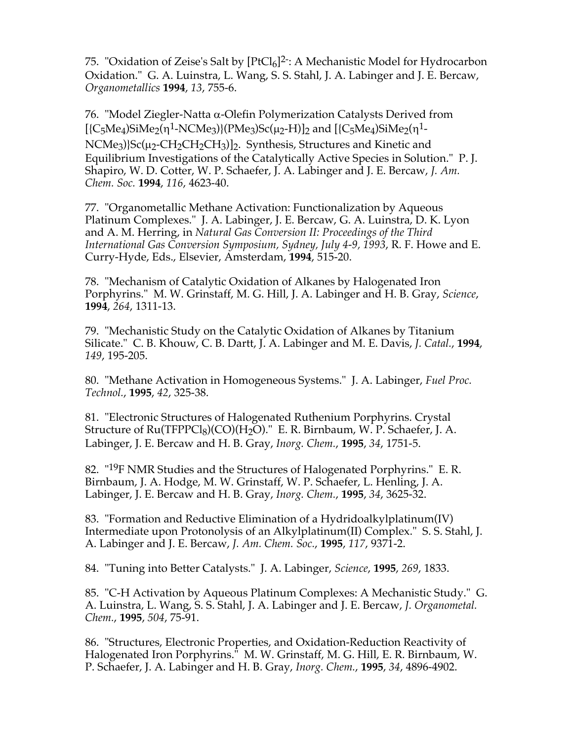75. "Oxidation of Zeise's Salt by $[PtCl_6]^{2-}$: A Mechanistic Model for Hydrocarbon Oxidation." G. A. Luinstra, L. Wang, S. S. Stahl, J. A. Labinger and J. E. Bercaw, *Organometallics* **1994**, *13*, 755-6.

76. "Model Ziegler-Natta α-Olefin Polymerization Catalysts Derived from $[\{C_5Me_4)SiMe_2(\eta^1\text{-}NCMe_3)\}(PMe_3)Sc(\mu_2\text{-}H)]_2$ and $[\{C_5Me_4)SiMe_2(\eta^1\text{-}NCMe_3)\}Sc(\mu_2\text{-}CH_2CH_2CH_3)]_2$. Synthesis, Structures and Kinetic and Equilibrium Investigations of the Catalytically Active Species in Solution." P. J. Shapiro, W. D. Cotter, W. P. Schaefer, J. A. Labinger and J. E. Bercaw, *J. Am. Chem. Soc.* **1994**, *116*, 4623-40.

77. "Organometallic Methane Activation: Functionalization by Aqueous Platinum Complexes." J. A. Labinger, J. E. Bercaw, G. A. Luinstra, D. K. Lyon and A. M. Herring, in *Natural Gas Conversion II: Proceedings of the Third International Gas Conversion Symposium, Sydney, July 4-9, 1993*, R. F. Howe and E. Curry-Hyde, Eds., Elsevier, Amsterdam, **1994**, 515-20.

78. "Mechanism of Catalytic Oxidation of Alkanes by Halogenated Iron Porphyrins." M. W. Grinstaff, M. G. Hill, J. A. Labinger and H. B. Gray, *Science*, **1994**, *264*, 1311-13.

79. "Mechanistic Study on the Catalytic Oxidation of Alkanes by Titanium Silicate." C. B. Khouw, C. B. Dartt, J. A. Labinger and M. E. Davis, *J. Catal.*, **1994**, *149*, 195-205.

80. "Methane Activation in Homogeneous Systems." J. A. Labinger, *Fuel Proc. Technol.*, **1995**, *42*, 325-38.

81. "Electronic Structures of Halogenated Ruthenium Porphyrins. Crystal Structure of $Ru(TFPPCl_8)(CO)(H_2O)$." E. R. Birnbaum, W. P. Schaefer, J. A. Labinger, J. E. Bercaw and H. B. Gray, *Inorg. Chem.*, **1995**, *34*, 1751-5.

82. "$^{19}F$ NMR Studies and the Structures of Halogenated Porphyrins." E. R. Birnbaum, J. A. Hodge, M. W. Grinstaff, W. P. Schaefer, L. Henling, J. A. Labinger, J. E. Bercaw and H. B. Gray, *Inorg. Chem.*, **1995**, *34*, 3625-32.

83. "Formation and Reductive Elimination of a Hydridoalkylplatinum(IV) Intermediate upon Protonolysis of an Alkylplatinum(II) Complex." S. S. Stahl, J. A. Labinger and J. E. Bercaw, *J. Am. Chem. Soc.*, **1995**, *117*, 9371-2.

84. "Tuning into Better Catalysts." J. A. Labinger, *Science*, **1995**, *269*, 1833.

85. "C-H Activation by Aqueous Platinum Complexes: A Mechanistic Study." G. A. Luinstra, L. Wang, S. S. Stahl, J. A. Labinger and J. E. Bercaw, *J. Organometal. Chem.*, **1995**, *504*, 75-91.

86. "Structures, Electronic Properties, and Oxidation-Reduction Reactivity of Halogenated Iron Porphyrins." M. W. Grinstaff, M. G. Hill, E. R. Birnbaum, W. P. Schaefer, J. A. Labinger and H. B. Gray, *Inorg. Chem.*, **1995**, *34*, 4896-4902.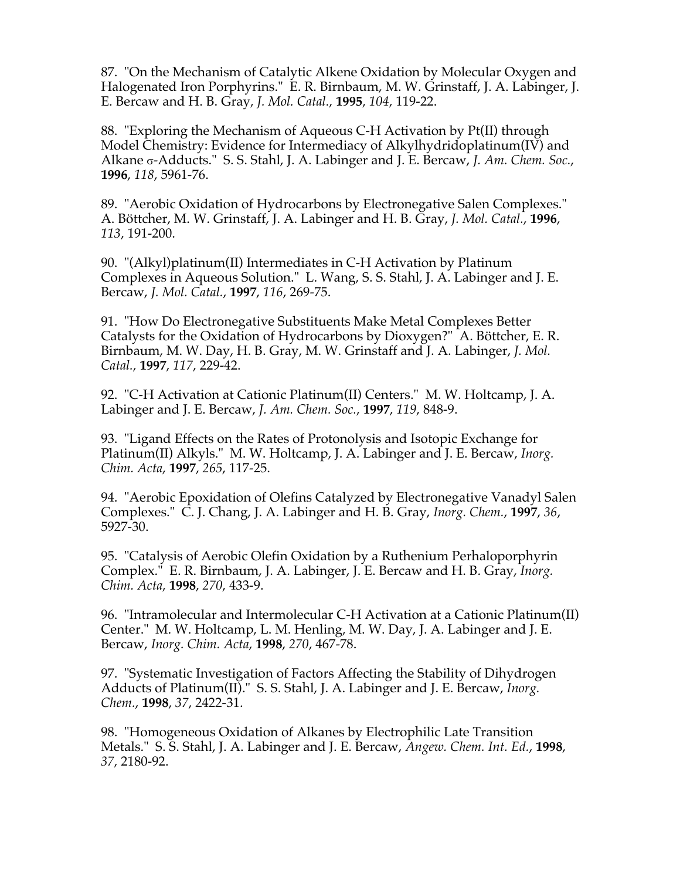87. "On the Mechanism of Catalytic Alkene Oxidation by Molecular Oxygen and Halogenated Iron Porphyrins." E. R. Birnbaum, M. W. Grinstaff, J. A. Labinger, J. E. Bercaw and H. B. Gray, *J. Mol. Catal.*, **1995**, *104*, 119-22.

88. "Exploring the Mechanism of Aqueous C-H Activation by Pt(II) through Model Chemistry: Evidence for Intermediacy of Alkylhydridoplatinum(IV) and Alkane σ-Adducts." S. S. Stahl, J. A. Labinger and J. E. Bercaw, *J. Am. Chem. Soc.*, **1996**, *118*, 5961-76.

89. "Aerobic Oxidation of Hydrocarbons by Electronegative Salen Complexes." A. Böttcher, M. W. Grinstaff, J. A. Labinger and H. B. Gray, *J. Mol. Catal.*, **1996**, *113*, 191-200.

90. "(Alkyl)platinum(II) Intermediates in C-H Activation by Platinum Complexes in Aqueous Solution." L. Wang, S. S. Stahl, J. A. Labinger and J. E. Bercaw, *J. Mol. Catal.*, **1997**, *116*, 269-75.

91. "How Do Electronegative Substituents Make Metal Complexes Better Catalysts for the Oxidation of Hydrocarbons by Dioxygen?" A. Böttcher, E. R. Birnbaum, M. W. Day, H. B. Gray, M. W. Grinstaff and J. A. Labinger, *J. Mol. Catal.*, **1997**, *117*, 229-42.

92. "C-H Activation at Cationic Platinum(II) Centers." M. W. Holtcamp, J. A. Labinger and J. E. Bercaw, *J. Am. Chem. Soc.*, **1997**, *119*, 848-9.

93. "Ligand Effects on the Rates of Protonolysis and Isotopic Exchange for Platinum(II) Alkyls." M. W. Holtcamp, J. A. Labinger and J. E. Bercaw, *Inorg. Chim. Acta*, **1997**, *265*, 117-25.

94. "Aerobic Epoxidation of Olefins Catalyzed by Electronegative Vanadyl Salen Complexes." C. J. Chang, J. A. Labinger and H. B. Gray, *Inorg. Chem.*, **1997**, *36*, 5927-30.

95. "Catalysis of Aerobic Olefin Oxidation by a Ruthenium Perhaloporphyrin Complex." E. R. Birnbaum, J. A. Labinger, J. E. Bercaw and H. B. Gray, *Inorg. Chim. Acta*, **1998**, *270*, 433-9.

96. "Intramolecular and Intermolecular C-H Activation at a Cationic Platinum(II) Center." M. W. Holtcamp, L. M. Henling, M. W. Day, J. A. Labinger and J. E. Bercaw, *Inorg. Chim. Acta*, **1998**, *270*, 467-78.

97. "Systematic Investigation of Factors Affecting the Stability of Dihydrogen Adducts of Platinum(II)." S. S. Stahl, J. A. Labinger and J. E. Bercaw, *Inorg. Chem.*, **1998**, *37*, 2422-31.

98. "Homogeneous Oxidation of Alkanes by Electrophilic Late Transition Metals." S. S. Stahl, J. A. Labinger and J. E. Bercaw, *Angew. Chem. Int. Ed.*, **1998**, *37*, 2180-92.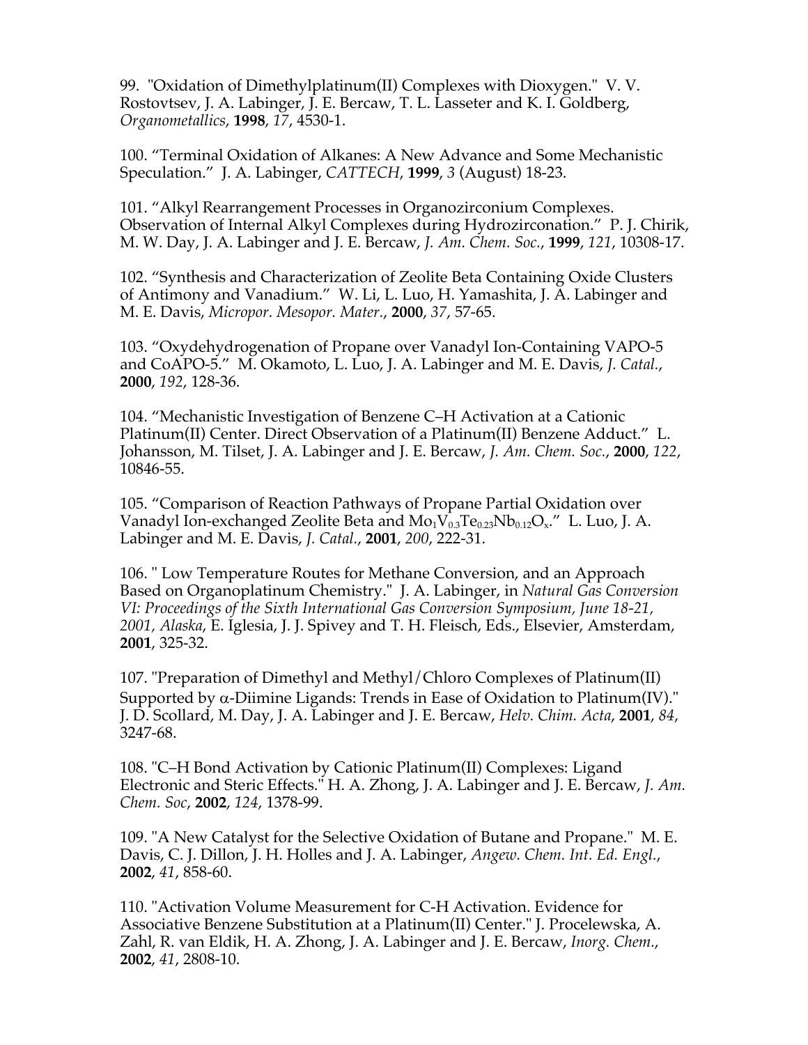99. "Oxidation of Dimethylplatinum(II) Complexes with Dioxygen." V. V. Rostovtsev, J. A. Labinger, J. E. Bercaw, T. L. Lasseter and K. I. Goldberg, *Organometallics*, **1998**, *17*, 4530-1.

100. "Terminal Oxidation of Alkanes: A New Advance and Some Mechanistic Speculation." J. A. Labinger, *CATTECH*, **1999**, *3* (August) 18-23.

101. "Alkyl Rearrangement Processes in Organozirconium Complexes. Observation of Internal Alkyl Complexes during Hydrozirconation." P. J. Chirik, M. W. Day, J. A. Labinger and J. E. Bercaw, *J. Am. Chem. Soc.*, **1999**, *121*, 10308-17.

102. "Synthesis and Characterization of Zeolite Beta Containing Oxide Clusters of Antimony and Vanadium." W. Li, L. Luo, H. Yamashita, J. A. Labinger and M. E. Davis, *Micropor. Mesopor. Mater.*, **2000**, *37*, 57-65.

103. "Oxydehydrogenation of Propane over Vanadyl Ion-Containing VAPO-5 and CoAPO-5." M. Okamoto, L. Luo, J. A. Labinger and M. E. Davis, *J. Catal.*, **2000**, *192*, 128-36.

104. "Mechanistic Investigation of Benzene C–H Activation at a Cationic Platinum(II) Center. Direct Observation of a Platinum(II) Benzene Adduct." L. Johansson, M. Tilset, J. A. Labinger and J. E. Bercaw, *J. Am. Chem. Soc.*, **2000**, *122*, 10846-55.

105. "Comparison of Reaction Pathways of Propane Partial Oxidation over Vanadyl Ion-exchanged Zeolite Beta and $Mo_1V_{0.3}Te_{0.23}Nb_{0.12}O_x$." L. Luo, J. A. Labinger and M. E. Davis, *J. Catal.*, **2001**, *200*, 222-31.

106. " Low Temperature Routes for Methane Conversion, and an Approach Based on Organoplatinum Chemistry." J. A. Labinger, in *Natural Gas Conversion VI: Proceedings of the Sixth International Gas Conversion Symposium, June 18-21, 2001, Alaska*, E. Iglesia, J. J. Spivey and T. H. Fleisch, Eds., Elsevier, Amsterdam, **2001**, 325-32.

107. "Preparation of Dimethyl and Methyl/Chloro Complexes of Platinum(II) Supported by α-Diimine Ligands: Trends in Ease of Oxidation to Platinum(IV)." J. D. Scollard, M. Day, J. A. Labinger and J. E. Bercaw, *Helv. Chim. Acta*, **2001**, *84*, 3247-68.

108. "C–H Bond Activation by Cationic Platinum(II) Complexes: Ligand Electronic and Steric Effects." H. A. Zhong, J. A. Labinger and J. E. Bercaw, *J. Am. Chem. Soc*, **2002**, *124*, 1378-99.

109. "A New Catalyst for the Selective Oxidation of Butane and Propane." M. E. Davis, C. J. Dillon, J. H. Holles and J. A. Labinger, *Angew. Chem. Int. Ed. Engl.*, **2002**, *41*, 858-60.

110. "Activation Volume Measurement for C-H Activation. Evidence for Associative Benzene Substitution at a Platinum(II) Center." J. Procelewska, A. Zahl, R. van Eldik, H. A. Zhong, J. A. Labinger and J. E. Bercaw, *Inorg. Chem.*, **2002**, *41*, 2808-10.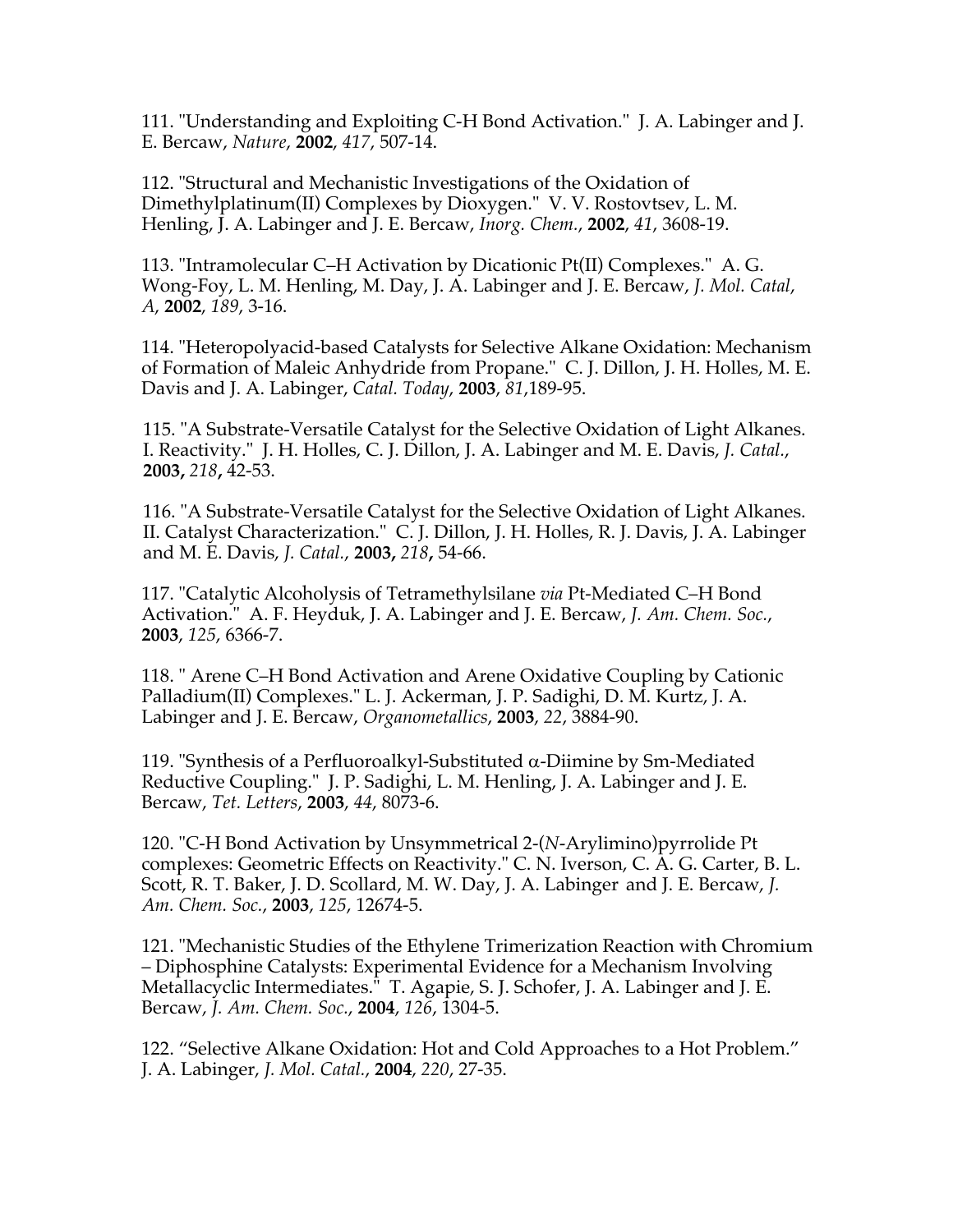111. "Understanding and Exploiting C-H Bond Activation." J. A. Labinger and J. E. Bercaw, *Nature*, **2002**, *417*, 507-14.

112. "Structural and Mechanistic Investigations of the Oxidation of Dimethylplatinum(II) Complexes by Dioxygen." V. V. Rostovtsev, L. M. Henling, J. A. Labinger and J. E. Bercaw, *Inorg. Chem.*, **2002**, *41*, 3608-19.

113. "Intramolecular C–H Activation by Dicationic Pt(II) Complexes." A. G. Wong-Foy, L. M. Henling, M. Day, J. A. Labinger and J. E. Bercaw, *J. Mol. Catal, A*, **2002**, *189*, 3-16.

114. "Heteropolyacid-based Catalysts for Selective Alkane Oxidation: Mechanism of Formation of Maleic Anhydride from Propane." C. J. Dillon, J. H. Holles, M. E. Davis and J. A. Labinger, *Catal. Today*, **2003**, *81*,189-95.

115. "A Substrate-Versatile Catalyst for the Selective Oxidation of Light Alkanes. I. Reactivity." J. H. Holles, C. J. Dillon, J. A. Labinger and M. E. Davis, *J. Catal.*, **2003,** *218***,** 42-53.

116. "A Substrate-Versatile Catalyst for the Selective Oxidation of Light Alkanes. II. Catalyst Characterization." C. J. Dillon, J. H. Holles, R. J. Davis, J. A. Labinger and M. E. Davis, *J. Catal.*, **2003,** *218***,** 54-66.

117. "Catalytic Alcoholysis of Tetramethylsilane *via* Pt-Mediated C–H Bond Activation." A. F. Heyduk, J. A. Labinger and J. E. Bercaw, *J. Am. Chem. Soc.*, **2003**, *125*, 6366-7.

118. " Arene C–H Bond Activation and Arene Oxidative Coupling by Cationic Palladium(II) Complexes." L. J. Ackerman, J. P. Sadighi, D. M. Kurtz, J. A. Labinger and J. E. Bercaw, *Organometallics*, **2003**, *22*, 3884-90.

119. "Synthesis of a Perfluoroalkyl-Substituted $\alpha$-Diimine by Sm-Mediated Reductive Coupling." J. P. Sadighi, L. M. Henling, J. A. Labinger and J. E. Bercaw, *Tet. Letters*, **2003**, *44*, 8073-6.

120. "C-H Bond Activation by Unsymmetrical 2-(*N*-Arylimino)pyrrolide Pt complexes: Geometric Effects on Reactivity." C. N. Iverson, C. A. G. Carter, B. L. Scott, R. T. Baker, J. D. Scollard, M. W. Day, J. A. Labinger and J. E. Bercaw, *J. Am. Chem. Soc.*, **2003**, *125*, 12674-5.

121. "Mechanistic Studies of the Ethylene Trimerization Reaction with Chromium – Diphosphine Catalysts: Experimental Evidence for a Mechanism Involving Metallacyclic Intermediates." T. Agapie, S. J. Schofer, J. A. Labinger and J. E. Bercaw, *J. Am. Chem. Soc.*, **2004**, *126*, 1304-5.

122. "Selective Alkane Oxidation: Hot and Cold Approaches to a Hot Problem." J. A. Labinger, *J. Mol. Catal.*, **2004**, *220*, 27-35.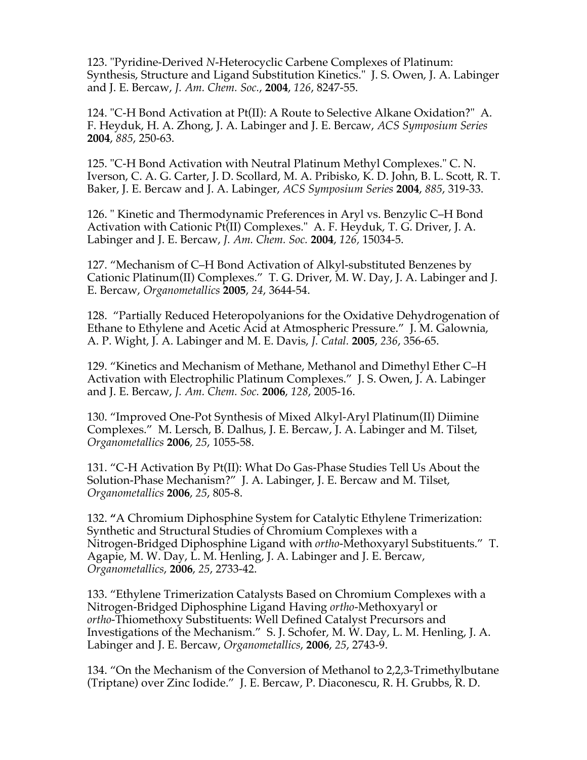123. "Pyridine-Derived *N*-Heterocyclic Carbene Complexes of Platinum: Synthesis, Structure and Ligand Substitution Kinetics." J. S. Owen, J. A. Labinger and J. E. Bercaw, *J. Am. Chem. Soc.*, **2004**, *126*, 8247-55.

124. "C-H Bond Activation at Pt(II): A Route to Selective Alkane Oxidation?" A. F. Heyduk, H. A. Zhong, J. A. Labinger and J. E. Bercaw, *ACS Symposium Series* **2004**, *885*, 250-63.

125. "C-H Bond Activation with Neutral Platinum Methyl Complexes." C. N. Iverson, C. A. G. Carter, J. D. Scollard, M. A. Pribisko, K. D. John, B. L. Scott, R. T. Baker, J. E. Bercaw and J. A. Labinger, *ACS Symposium Series* **2004**, *885*, 319-33.

126. " Kinetic and Thermodynamic Preferences in Aryl vs. Benzylic C–H Bond Activation with Cationic Pt(II) Complexes." A. F. Heyduk, T. G. Driver, J. A. Labinger and J. E. Bercaw, *J. Am. Chem. Soc.* **2004**, *126*, 15034-5.

127. "Mechanism of C–H Bond Activation of Alkyl-substituted Benzenes by Cationic Platinum(II) Complexes." T. G. Driver, M. W. Day, J. A. Labinger and J. E. Bercaw, *Organometallics* **2005**, *24*, 3644-54.

128. "Partially Reduced Heteropolyanions for the Oxidative Dehydrogenation of Ethane to Ethylene and Acetic Acid at Atmospheric Pressure." J. M. Galownia, A. P. Wight, J. A. Labinger and M. E. Davis, *J. Catal.* **2005**, *236*, 356-65.

129. "Kinetics and Mechanism of Methane, Methanol and Dimethyl Ether C–H Activation with Electrophilic Platinum Complexes." J. S. Owen, J. A. Labinger and J. E. Bercaw, *J. Am. Chem. Soc.* **2006**, *128*, 2005-16.

130. "Improved One-Pot Synthesis of Mixed Alkyl-Aryl Platinum(II) Diimine Complexes." M. Lersch, B. Dalhus, J. E. Bercaw, J. A. Labinger and M. Tilset, *Organometallics* **2006**, *25*, 1055-58.

131. "C-H Activation By Pt(II): What Do Gas-Phase Studies Tell Us About the Solution-Phase Mechanism?" J. A. Labinger, J. E. Bercaw and M. Tilset, *Organometallics* **2006**, *25*, 805-8.

132. **"**A Chromium Diphosphine System for Catalytic Ethylene Trimerization: Synthetic and Structural Studies of Chromium Complexes with a Nitrogen-Bridged Diphosphine Ligand with *ortho*-Methoxyaryl Substituents." T. Agapie, M. W. Day, L. M. Henling, J. A. Labinger and J. E. Bercaw, *Organometallics*, **2006**, *25*, 2733-42.

133. "Ethylene Trimerization Catalysts Based on Chromium Complexes with a Nitrogen-Bridged Diphosphine Ligand Having *ortho*-Methoxyaryl or *ortho*-Thiomethoxy Substituents: Well Defined Catalyst Precursors and Investigations of the Mechanism." S. J. Schofer, M. W. Day, L. M. Henling, J. A. Labinger and J. E. Bercaw, *Organometallics*, **2006**, *25*, 2743-9.

134. "On the Mechanism of the Conversion of Methanol to 2,2,3-Trimethylbutane (Triptane) over Zinc Iodide." J. E. Bercaw, P. Diaconescu, R. H. Grubbs, R. D.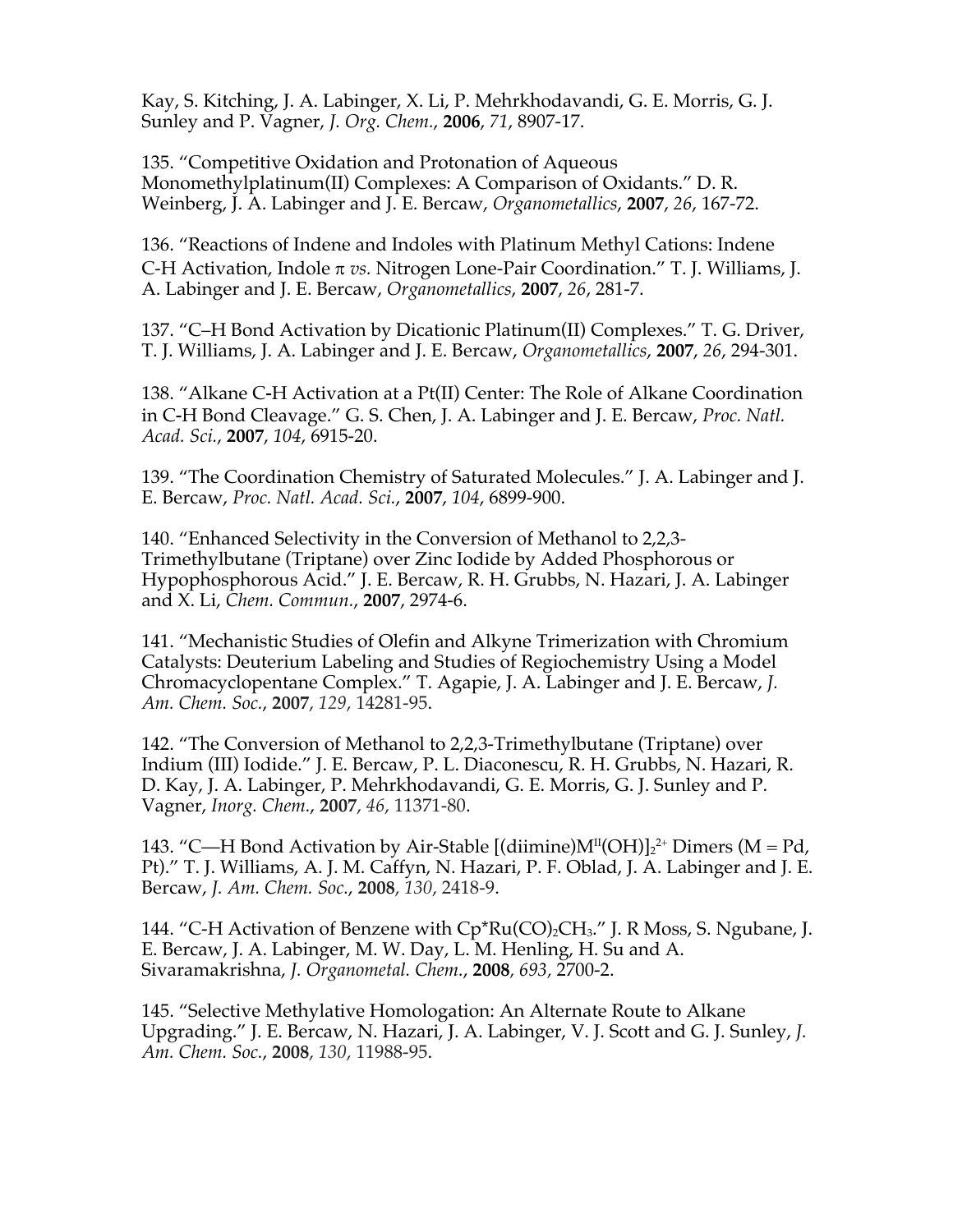Kay, S. Kitching, J. A. Labinger, X. Li, P. Mehrkhodavandi, G. E. Morris, G. J. Sunley and P. Vagner, *J. Org. Chem.*, **2006**, *71*, 8907-17.

135. "Competitive Oxidation and Protonation of Aqueous Monomethylplatinum(II) Complexes: A Comparison of Oxidants." D. R. Weinberg, J. A. Labinger and J. E. Bercaw, *Organometallics*, **2007**, *26*, 167-72.

136. "Reactions of Indene and Indoles with Platinum Methyl Cations: Indene C-H Activation, Indole π *vs.* Nitrogen Lone-Pair Coordination." T. J. Williams, J. A. Labinger and J. E. Bercaw, *Organometallics*, **2007**, *26*, 281-7.

137. "C–H Bond Activation by Dicationic Platinum(II) Complexes." T. G. Driver, T. J. Williams, J. A. Labinger and J. E. Bercaw, *Organometallics*, **2007**, *26*, 294-301.

138. "Alkane C-H Activation at a Pt(II) Center: The Role of Alkane Coordination in C-H Bond Cleavage." G. S. Chen, J. A. Labinger and J. E. Bercaw, *Proc. Natl. Acad. Sci.*, **2007**, *104*, 6915-20.

139. "The Coordination Chemistry of Saturated Molecules." J. A. Labinger and J. E. Bercaw, *Proc. Natl. Acad. Sci.*, **2007**, *104*, 6899-900.

140. "Enhanced Selectivity in the Conversion of Methanol to 2,2,3-Trimethylbutane (Triptane) over Zinc Iodide by Added Phosphorous or Hypophosphorous Acid." J. E. Bercaw, R. H. Grubbs, N. Hazari, J. A. Labinger and X. Li, *Chem. Commun.*, **2007**, 2974-6.

141. "Mechanistic Studies of Olefin and Alkyne Trimerization with Chromium Catalysts: Deuterium Labeling and Studies of Regiochemistry Using a Model Chromacyclopentane Complex." T. Agapie, J. A. Labinger and J. E. Bercaw, *J. Am. Chem. Soc.*, **2007**, *129*, 14281-95.

142. "The Conversion of Methanol to 2,2,3-Trimethylbutane (Triptane) over Indium (III) Iodide." J. E. Bercaw, P. L. Diaconescu, R. H. Grubbs, N. Hazari, R. D. Kay, J. A. Labinger, P. Mehrkhodavandi, G. E. Morris, G. J. Sunley and P. Vagner, *Inorg. Chem.*, **2007**, *46*, 11371-80.

143. "C—H Bond Activation by Air-Stable $[(\text{diimine})M^{II}(OH)]_2^{2+}$ Dimers (M = Pd, Pt)." T. J. Williams, A. J. M. Caffyn, N. Hazari, P. F. Oblad, J. A. Labinger and J. E. Bercaw, *J. Am. Chem. Soc.*, **2008**, *130*, 2418-9.

144. "C-H Activation of Benzene with $Cp^*Ru(CO)_2CH_3$." J. R Moss, S. Ngubane, J. E. Bercaw, J. A. Labinger, M. W. Day, L. M. Henling, H. Su and A. Sivaramakrishna, *J. Organometal. Chem.*, **2008**, *693*, 2700-2.

145. "Selective Methylative Homologation: An Alternate Route to Alkane Upgrading." J. E. Bercaw, N. Hazari, J. A. Labinger, V. J. Scott and G. J. Sunley, *J. Am. Chem. Soc.*, **2008**, *130*, 11988-95.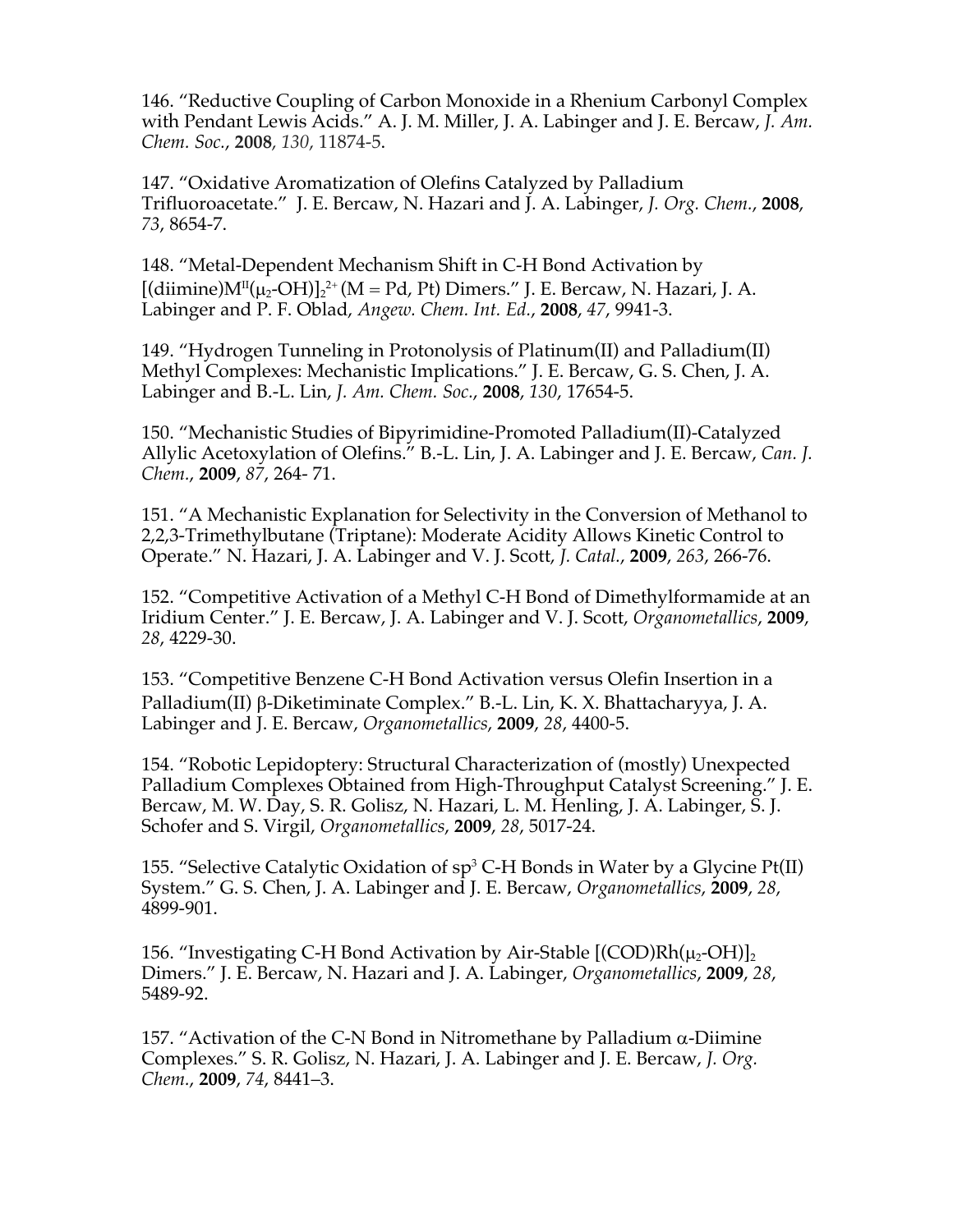146. "Reductive Coupling of Carbon Monoxide in a Rhenium Carbonyl Complex with Pendant Lewis Acids." A. J. M. Miller, J. A. Labinger and J. E. Bercaw, *J. Am. Chem. Soc.*, **2008**, *130*, 11874-5.

147. "Oxidative Aromatization of Olefins Catalyzed by Palladium Trifluoroacetate." J. E. Bercaw, N. Hazari and J. A. Labinger, *J. Org. Chem.*, **2008**, *73*, 8654-7.

148. "Metal-Dependent Mechanism Shift in C-H Bond Activation by $[(\text{diimine})M^{II}(\mu_2\text{-OH})]_2^{2+}$ (M = Pd, Pt) Dimers." J. E. Bercaw, N. Hazari, J. A. Labinger and P. F. Oblad, *Angew. Chem. Int. Ed.*, **2008**, *47*, 9941-3.

149. "Hydrogen Tunneling in Protonolysis of Platinum(II) and Palladium(II) Methyl Complexes: Mechanistic Implications." J. E. Bercaw, G. S. Chen, J. A. Labinger and B.-L. Lin, *J. Am. Chem. Soc.*, **2008**, *130*, 17654-5.

150. "Mechanistic Studies of Bipyrimidine-Promoted Palladium(II)-Catalyzed Allylic Acetoxylation of Olefins." B.-L. Lin, J. A. Labinger and J. E. Bercaw, *Can. J. Chem.*, **2009**, *87*, 264- 71.

151. "A Mechanistic Explanation for Selectivity in the Conversion of Methanol to 2,2,3-Trimethylbutane (Triptane): Moderate Acidity Allows Kinetic Control to Operate." N. Hazari, J. A. Labinger and V. J. Scott, *J. Catal.*, **2009**, *263*, 266-76.

152. "Competitive Activation of a Methyl C-H Bond of Dimethylformamide at an Iridium Center." J. E. Bercaw, J. A. Labinger and V. J. Scott, *Organometallics*, **2009**, *28*, 4229-30.

153. "Competitive Benzene C-H Bond Activation versus Olefin Insertion in a Palladium(II) β-Diketiminate Complex." B.-L. Lin, K. X. Bhattacharyya, J. A. Labinger and J. E. Bercaw, *Organometallics*, **2009**, *28*, 4400-5.

154. "Robotic Lepidoptery: Structural Characterization of (mostly) Unexpected Palladium Complexes Obtained from High-Throughput Catalyst Screening." J. E. Bercaw, M. W. Day, S. R. Golisz, N. Hazari, L. M. Henling, J. A. Labinger, S. J. Schofer and S. Virgil, *Organometallics*, **2009**, *28*, 5017-24.

155. "Selective Catalytic Oxidation of $sp^3$ C-H Bonds in Water by a Glycine Pt(II) System." G. S. Chen, J. A. Labinger and J. E. Bercaw, *Organometallics*, **2009**, *28*, 4899-901.

156. "Investigating C-H Bond Activation by Air-Stable $[(\text{COD})\text{Rh}(\mu_2\text{-OH})]_2$ Dimers." J. E. Bercaw, N. Hazari and J. A. Labinger, *Organometallics*, **2009**, *28*, 5489-92.

157. "Activation of the C-N Bond in Nitromethane by Palladium α-Diimine Complexes." S. R. Golisz, N. Hazari, J. A. Labinger and J. E. Bercaw, *J. Org. Chem.*, **2009**, *74*, 8441–3.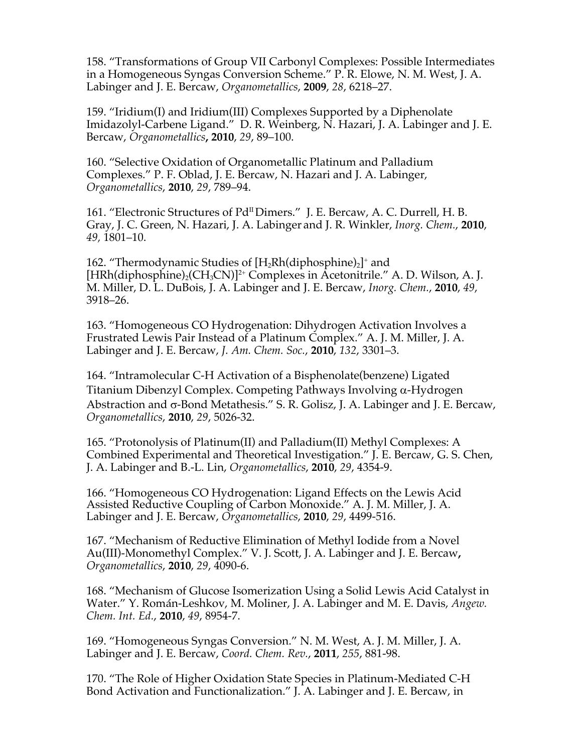158. "Transformations of Group VII Carbonyl Complexes: Possible Intermediates in a Homogeneous Syngas Conversion Scheme." P. R. Elowe, N. M. West, J. A. Labinger and J. E. Bercaw, *Organometallics*, **2009**, *28*, 6218–27.

159. "Iridium(I) and Iridium(III) Complexes Supported by a Diphenolate Imidazolyl-Carbene Ligand." D. R. Weinberg, N. Hazari, J. A. Labinger and J. E. Bercaw, *Organometallics*, **2010**, *29*, 89–100.

160. "Selective Oxidation of Organometallic Platinum and Palladium Complexes." P. F. Oblad, J. E. Bercaw, N. Hazari and J. A. Labinger, *Organometallics*, **2010**, *29*, 789–94.

161. "Electronic Structures of $Pd^{II}$ Dimers." J. E. Bercaw, A. C. Durrell, H. B. Gray, J. C. Green, N. Hazari, J. A. Labinger and J. R. Winkler, *Inorg. Chem.*, **2010**, *49*, 1801–10.

162. "Thermodynamic Studies of $[H_2Rh(diphosphine)_2]^+$ and $[HRh(diphosphine)_2(CH_3CN)]^{2+}$ Complexes in Acetonitrile." A. D. Wilson, A. J. M. Miller, D. L. DuBois, J. A. Labinger and J. E. Bercaw, *Inorg. Chem.*, **2010**, *49*, 3918–26.

163. "Homogeneous CO Hydrogenation: Dihydrogen Activation Involves a Frustrated Lewis Pair Instead of a Platinum Complex." A. J. M. Miller, J. A. Labinger and J. E. Bercaw, *J. Am. Chem. Soc.*, **2010**, *132*, 3301–3.

164. "Intramolecular C-H Activation of a Bisphenolate(benzene) Ligated Titanium Dibenzyl Complex. Competing Pathways Involving α-Hydrogen Abstraction and σ-Bond Metathesis." S. R. Golisz, J. A. Labinger and J. E. Bercaw, *Organometallics*, **2010**, *29*, 5026-32.

165. "Protonolysis of Platinum(II) and Palladium(II) Methyl Complexes: A Combined Experimental and Theoretical Investigation." J. E. Bercaw, G. S. Chen, J. A. Labinger and B.-L. Lin, *Organometallics*, **2010**, *29*, 4354-9.

166. "Homogeneous CO Hydrogenation: Ligand Effects on the Lewis Acid Assisted Reductive Coupling of Carbon Monoxide." A. J. M. Miller, J. A. Labinger and J. E. Bercaw, *Organometallics*, **2010**, *29*, 4499-516.

167. "Mechanism of Reductive Elimination of Methyl Iodide from a Novel Au(III)-Monomethyl Complex." V. J. Scott, J. A. Labinger and J. E. Bercaw, *Organometallics*, **2010**, *29*, 4090-6.

168. "Mechanism of Glucose Isomerization Using a Solid Lewis Acid Catalyst in Water." Y. Román-Leshkov, M. Moliner, J. A. Labinger and M. E. Davis, *Angew. Chem. Int. Ed.*, **2010**, *49*, 8954-7.

169. "Homogeneous Syngas Conversion." N. M. West, A. J. M. Miller, J. A. Labinger and J. E. Bercaw, *Coord. Chem. Rev.*, **2011**, *255*, 881-98.

170. "The Role of Higher Oxidation State Species in Platinum-Mediated C-H Bond Activation and Functionalization." J. A. Labinger and J. E. Bercaw, in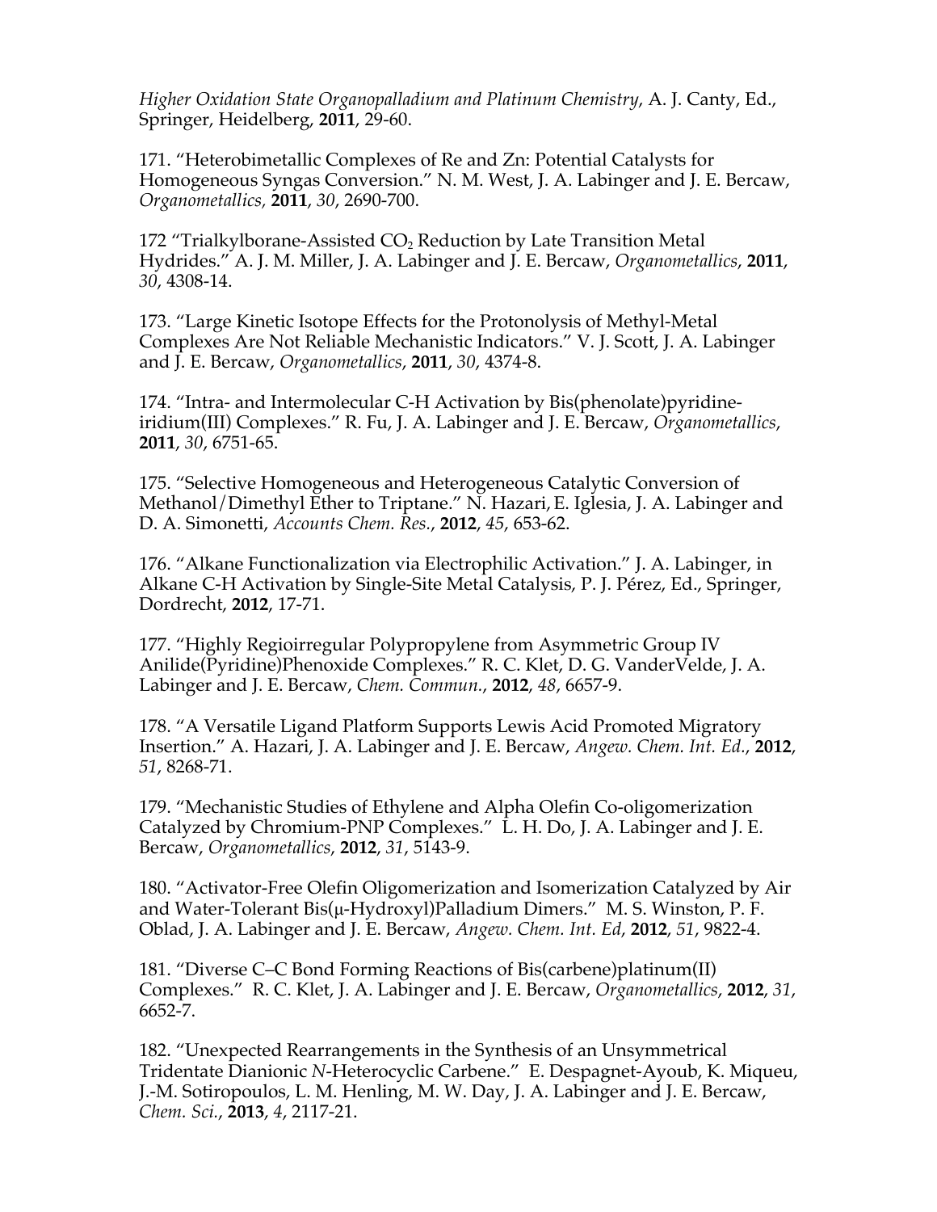*Higher Oxidation State Organopalladium and Platinum Chemistry*, A. J. Canty, Ed., Springer, Heidelberg, **2011**, 29-60.

171. "Heterobimetallic Complexes of Re and Zn: Potential Catalysts for Homogeneous Syngas Conversion." N. M. West, J. A. Labinger and J. E. Bercaw, *Organometallics*, **2011**, *30*, 2690-700.

172 "Trialkylborane-Assisted $CO_2$ Reduction by Late Transition Metal Hydrides." A. J. M. Miller, J. A. Labinger and J. E. Bercaw, *Organometallics*, **2011**, *30*, 4308-14.

173. "Large Kinetic Isotope Effects for the Protonolysis of Methyl-Metal Complexes Are Not Reliable Mechanistic Indicators." V. J. Scott, J. A. Labinger and J. E. Bercaw, *Organometallics*, **2011**, *30*, 4374-8.

174. "Intra- and Intermolecular C-H Activation by Bis(phenolate)pyridine-iridium(III) Complexes." R. Fu, J. A. Labinger and J. E. Bercaw, *Organometallics*, **2011**, *30*, 6751-65.

175. "Selective Homogeneous and Heterogeneous Catalytic Conversion of Methanol/Dimethyl Ether to Triptane." N. Hazari, E. Iglesia, J. A. Labinger and D. A. Simonetti, *Accounts Chem. Res.*, **2012**, *45*, 653-62.

176. "Alkane Functionalization via Electrophilic Activation." J. A. Labinger, in Alkane C-H Activation by Single-Site Metal Catalysis, P. J. Pérez, Ed., Springer, Dordrecht, **2012**, 17-71.

177. "Highly Regioirregular Polypropylene from Asymmetric Group IV Anilide(Pyridine)Phenoxide Complexes." R. C. Klet, D. G. VanderVelde, J. A. Labinger and J. E. Bercaw, *Chem. Commun.*, **2012**, *48*, 6657-9.

178. "A Versatile Ligand Platform Supports Lewis Acid Promoted Migratory Insertion." A. Hazari, J. A. Labinger and J. E. Bercaw, *Angew. Chem. Int. Ed.*, **2012**, *51*, 8268-71.

179. "Mechanistic Studies of Ethylene and Alpha Olefin Co-oligomerization Catalyzed by Chromium-PNP Complexes." L. H. Do, J. A. Labinger and J. E. Bercaw, *Organometallics*, **2012**, *31*, 5143-9.

180. "Activator-Free Olefin Oligomerization and Isomerization Catalyzed by Air and Water-Tolerant Bis(μ-Hydroxyl)Palladium Dimers." M. S. Winston, P. F. Oblad, J. A. Labinger and J. E. Bercaw, *Angew. Chem. Int. Ed*, **2012**, *51*, 9822-4.

181. "Diverse C–C Bond Forming Reactions of Bis(carbene)platinum(II) Complexes." R. C. Klet, J. A. Labinger and J. E. Bercaw, *Organometallics*, **2012**, *31*, 6652-7.

182. "Unexpected Rearrangements in the Synthesis of an Unsymmetrical Tridentate Dianionic *N*-Heterocyclic Carbene." E. Despagnet-Ayoub, K. Miqueu, J.-M. Sotiropoulos, L. M. Henling, M. W. Day, J. A. Labinger and J. E. Bercaw, *Chem. Sci.*, **2013**, *4*, 2117-21.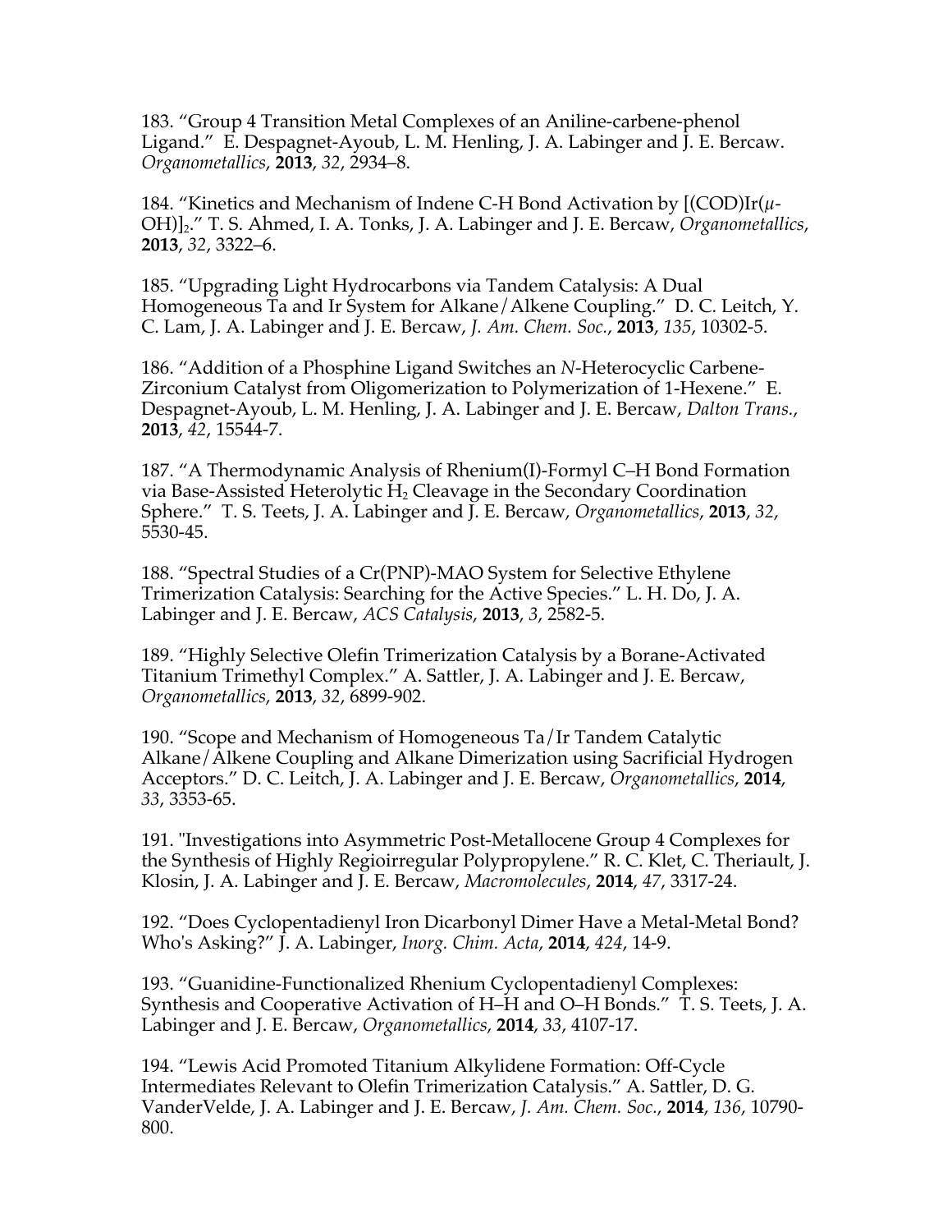183. "Group 4 Transition Metal Complexes of an Aniline-carbene-phenol Ligand." E. Despagnet-Ayoub, L. M. Henling, J. A. Labinger and J. E. Bercaw. *Organometallics*, **2013**, *32*, 2934–8.

184. "Kinetics and Mechanism of Indene C-H Bond Activation by $[(COD)Ir(\mu\text{-}OH)]_2$." T. S. Ahmed, I. A. Tonks, J. A. Labinger and J. E. Bercaw, *Organometallics*, **2013**, *32*, 3322–6.

185. "Upgrading Light Hydrocarbons via Tandem Catalysis: A Dual Homogeneous Ta and Ir System for Alkane/Alkene Coupling." D. C. Leitch, Y. C. Lam, J. A. Labinger and J. E. Bercaw, *J. Am. Chem. Soc.*, **2013**, *135*, 10302-5.

186. "Addition of a Phosphine Ligand Switches an *N*-Heterocyclic Carbene-Zirconium Catalyst from Oligomerization to Polymerization of 1-Hexene." E. Despagnet-Ayoub, L. M. Henling, J. A. Labinger and J. E. Bercaw, *Dalton Trans.*, **2013**, *42*, 15544-7.

187. "A Thermodynamic Analysis of Rhenium(I)-Formyl C–H Bond Formation via Base-Assisted Heterolytic $H_2$ Cleavage in the Secondary Coordination Sphere." T. S. Teets, J. A. Labinger and J. E. Bercaw, *Organometallics*, **2013**, *32*, 5530-45.

188. "Spectral Studies of a Cr(PNP)-MAO System for Selective Ethylene Trimerization Catalysis: Searching for the Active Species." L. H. Do, J. A. Labinger and J. E. Bercaw, *ACS Catalysis*, **2013**, *3*, 2582-5.

189. "Highly Selective Olefin Trimerization Catalysis by a Borane-Activated Titanium Trimethyl Complex." A. Sattler, J. A. Labinger and J. E. Bercaw, *Organometallics*, **2013**, *32*, 6899-902.

190. "Scope and Mechanism of Homogeneous Ta/Ir Tandem Catalytic Alkane/Alkene Coupling and Alkane Dimerization using Sacrificial Hydrogen Acceptors." D. C. Leitch, J. A. Labinger and J. E. Bercaw, *Organometallics*, **2014**, *33*, 3353-65.

191. "Investigations into Asymmetric Post-Metallocene Group 4 Complexes for the Synthesis of Highly Regioirregular Polypropylene." R. C. Klet, C. Theriault, J. Klosin, J. A. Labinger and J. E. Bercaw, *Macromolecules*, **2014**, *47*, 3317-24.

192. "Does Cyclopentadienyl Iron Dicarbonyl Dimer Have a Metal-Metal Bond? Who's Asking?" J. A. Labinger, *Inorg. Chim. Acta*, **2014**, *424*, 14-9.

193. "Guanidine-Functionalized Rhenium Cyclopentadienyl Complexes: Synthesis and Cooperative Activation of H–H and O–H Bonds." T. S. Teets, J. A. Labinger and J. E. Bercaw, *Organometallics*, **2014**, *33*, 4107-17.

194. "Lewis Acid Promoted Titanium Alkylidene Formation: Off-Cycle Intermediates Relevant to Olefin Trimerization Catalysis." A. Sattler, D. G. VanderVelde, J. A. Labinger and J. E. Bercaw, *J. Am. Chem. Soc.*, **2014**, *136*, 10790-800.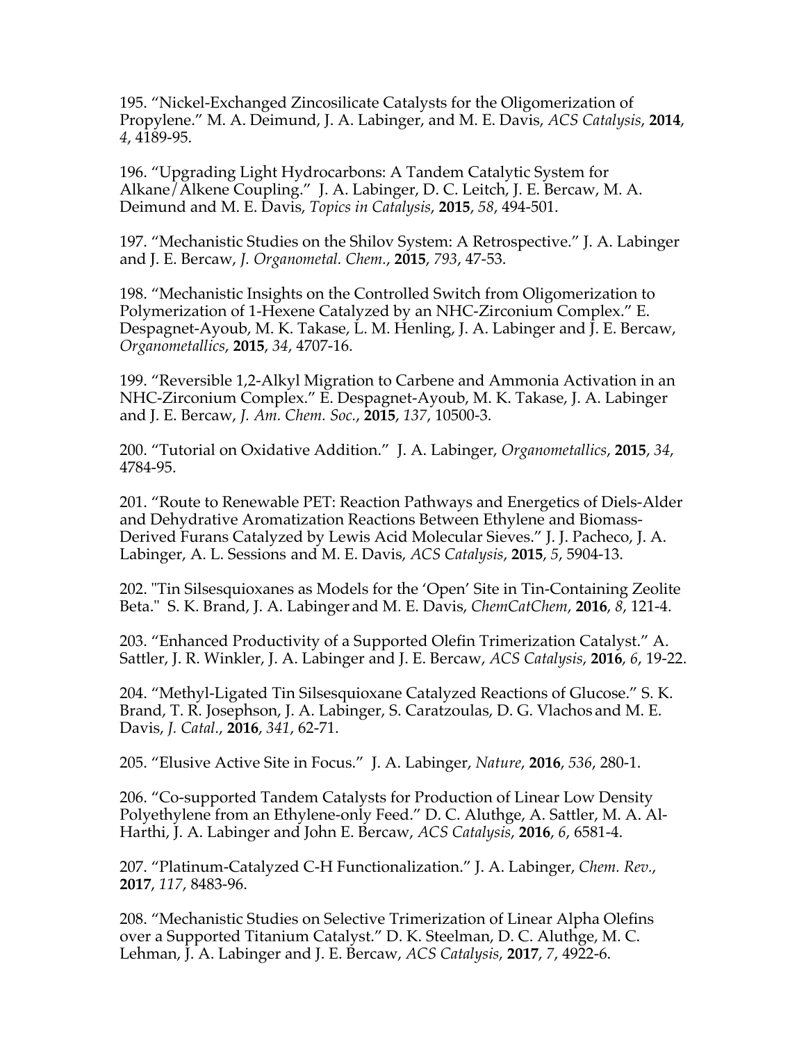195. "Nickel-Exchanged Zincosilicate Catalysts for the Oligomerization of Propylene." M. A. Deimund, J. A. Labinger, and M. E. Davis, *ACS Catalysis*, **2014**, *4*, 4189-95.

196. "Upgrading Light Hydrocarbons: A Tandem Catalytic System for Alkane/Alkene Coupling." J. A. Labinger, D. C. Leitch, J. E. Bercaw, M. A. Deimund and M. E. Davis, *Topics in Catalysis*, **2015**, *58*, 494-501.

197. "Mechanistic Studies on the Shilov System: A Retrospective." J. A. Labinger and J. E. Bercaw, *J. Organometal. Chem.*, **2015**, *793*, 47-53.

198. "Mechanistic Insights on the Controlled Switch from Oligomerization to Polymerization of 1-Hexene Catalyzed by an NHC-Zirconium Complex." E. Despagnet-Ayoub, M. K. Takase, L. M. Henling, J. A. Labinger and J. E. Bercaw, *Organometallics*, **2015**, *34*, 4707-16.

199. "Reversible 1,2-Alkyl Migration to Carbene and Ammonia Activation in an NHC-Zirconium Complex." E. Despagnet-Ayoub, M. K. Takase, J. A. Labinger and J. E. Bercaw, *J. Am. Chem. Soc.*, **2015**, *137*, 10500-3.

200. "Tutorial on Oxidative Addition." J. A. Labinger, *Organometallics*, **2015**, *34*, 4784-95.

201. "Route to Renewable PET: Reaction Pathways and Energetics of Diels-Alder and Dehydrative Aromatization Reactions Between Ethylene and Biomass-Derived Furans Catalyzed by Lewis Acid Molecular Sieves." J. J. Pacheco, J. A. Labinger, A. L. Sessions and M. E. Davis, *ACS Catalysis*, **2015**, *5*, 5904-13.

202. "Tin Silsesquioxanes as Models for the 'Open' Site in Tin-Containing Zeolite Beta." S. K. Brand, J. A. Labinger and M. E. Davis, *ChemCatChem*, **2016**, *8*, 121-4.

203. "Enhanced Productivity of a Supported Olefin Trimerization Catalyst." A. Sattler, J. R. Winkler, J. A. Labinger and J. E. Bercaw, *ACS Catalysis*, **2016**, *6*, 19-22.

204. "Methyl-Ligated Tin Silsesquioxane Catalyzed Reactions of Glucose." S. K. Brand, T. R. Josephson, J. A. Labinger, S. Caratzoulas, D. G. Vlachos and M. E. Davis, *J. Catal.*, **2016**, *341*, 62-71.

205. "Elusive Active Site in Focus." J. A. Labinger, *Nature*, **2016**, *536*, 280-1.

206. "Co-supported Tandem Catalysts for Production of Linear Low Density Polyethylene from an Ethylene-only Feed." D. C. Aluthge, A. Sattler, M. A. Al-Harthi, J. A. Labinger and John E. Bercaw, *ACS Catalysis*, **2016**, *6*, 6581-4.

207. "Platinum-Catalyzed C-H Functionalization." J. A. Labinger, *Chem. Rev.*, **2017**, *117*, 8483-96.

208. "Mechanistic Studies on Selective Trimerization of Linear Alpha Olefins over a Supported Titanium Catalyst." D. K. Steelman, D. C. Aluthge, M. C. Lehman, J. A. Labinger and J. E. Bercaw, *ACS Catalysis*, **2017**, *7*, 4922-6.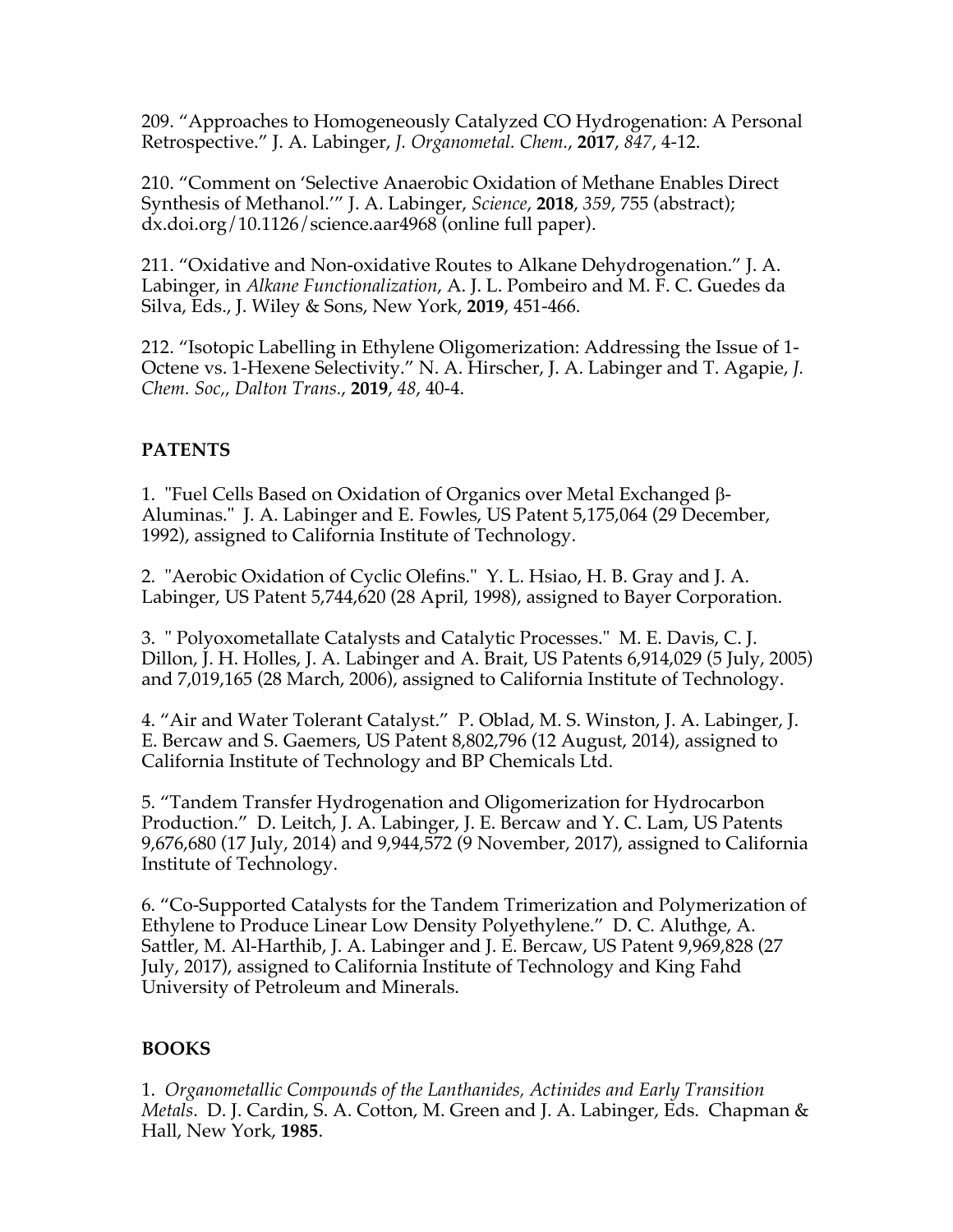209. “Approaches to Homogeneously Catalyzed CO Hydrogenation: A Personal Retrospective.” J. A. Labinger, *J. Organometal. Chem.*, **2017**, *847*, 4-12.

210. “Comment on ‘Selective Anaerobic Oxidation of Methane Enables Direct Synthesis of Methanol.’” J. A. Labinger, *Science*, **2018**, *359*, 755 (abstract); dx.doi.org/10.1126/science.aar4968 (online full paper).

211. “Oxidative and Non-oxidative Routes to Alkane Dehydrogenation.” J. A. Labinger, in *Alkane Functionalization*, A. J. L. Pombeiro and M. F. C. Guedes da Silva, Eds., J. Wiley & Sons, New York, **2019**, 451-466.

212. “Isotopic Labelling in Ethylene Oligomerization: Addressing the Issue of 1-Octene vs. 1-Hexene Selectivity.” N. A. Hirscher, J. A. Labinger and T. Agapie, *J. Chem. Soc,, Dalton Trans.*, **2019**, *48*, 40-4.

**PATENTS**

1. "Fuel Cells Based on Oxidation of Organics over Metal Exchanged β-Aluminas." J. A. Labinger and E. Fowles, US Patent 5,175,064 (29 December, 1992), assigned to California Institute of Technology.

2. "Aerobic Oxidation of Cyclic Olefins." Y. L. Hsiao, H. B. Gray and J. A. Labinger, US Patent 5,744,620 (28 April, 1998), assigned to Bayer Corporation.

3. " Polyoxometallate Catalysts and Catalytic Processes." M. E. Davis, C. J. Dillon, J. H. Holles, J. A. Labinger and A. Brait, US Patents 6,914,029 (5 July, 2005) and 7,019,165 (28 March, 2006), assigned to California Institute of Technology.

4. “Air and Water Tolerant Catalyst.” P. Oblad, M. S. Winston, J. A. Labinger, J. E. Bercaw and S. Gaemers, US Patent 8,802,796 (12 August, 2014), assigned to California Institute of Technology and BP Chemicals Ltd.

5. “Tandem Transfer Hydrogenation and Oligomerization for Hydrocarbon Production.” D. Leitch, J. A. Labinger, J. E. Bercaw and Y. C. Lam, US Patents 9,676,680 (17 July, 2014) and 9,944,572 (9 November, 2017), assigned to California Institute of Technology.

6. “Co-Supported Catalysts for the Tandem Trimerization and Polymerization of Ethylene to Produce Linear Low Density Polyethylene.” D. C. Aluthge, A. Sattler, M. Al-Harthib, J. A. Labinger and J. E. Bercaw, US Patent 9,969,828 (27 July, 2017), assigned to California Institute of Technology and King Fahd University of Petroleum and Minerals.

**BOOKS**

1. *Organometallic Compounds of the Lanthanides, Actinides and Early Transition Metals*. D. J. Cardin, S. A. Cotton, M. Green and J. A. Labinger, Eds. Chapman & Hall, New York, **1985**.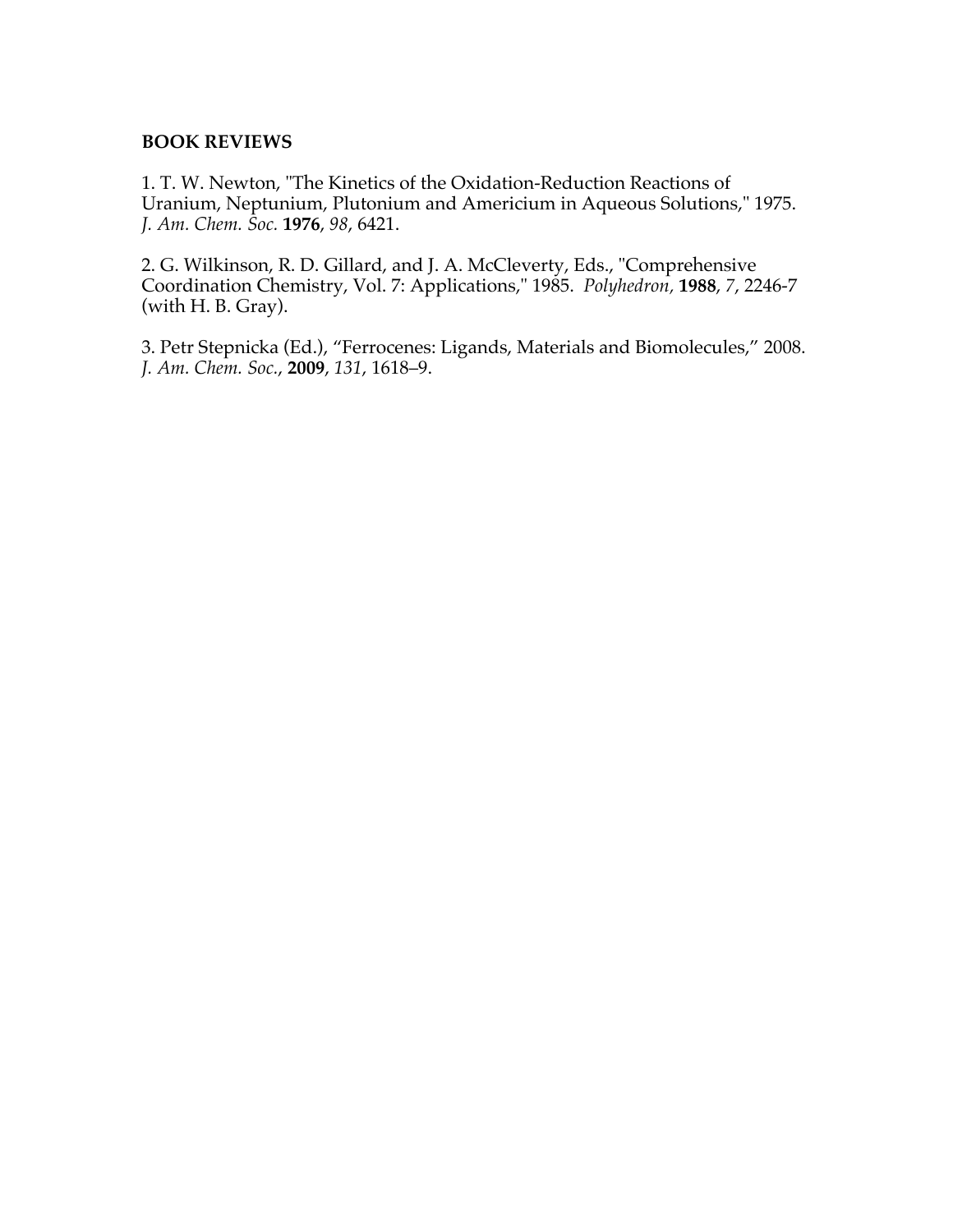**BOOK REVIEWS**

1. T. W. Newton, "The Kinetics of the Oxidation-Reduction Reactions of Uranium, Neptunium, Plutonium and Americium in Aqueous Solutions," 1975. *J. Am. Chem. Soc.* **1976**, *98*, 6421.

2. G. Wilkinson, R. D. Gillard, and J. A. McCleverty, Eds., "Comprehensive Coordination Chemistry, Vol. 7: Applications," 1985. *Polyhedron*, **1988**, *7*, 2246-7 (with H. B. Gray).

3. Petr Stepnicka (Ed.), "Ferrocenes: Ligands, Materials and Biomolecules," 2008. *J. Am. Chem. Soc.*, **2009**, *131*, 1618–9.